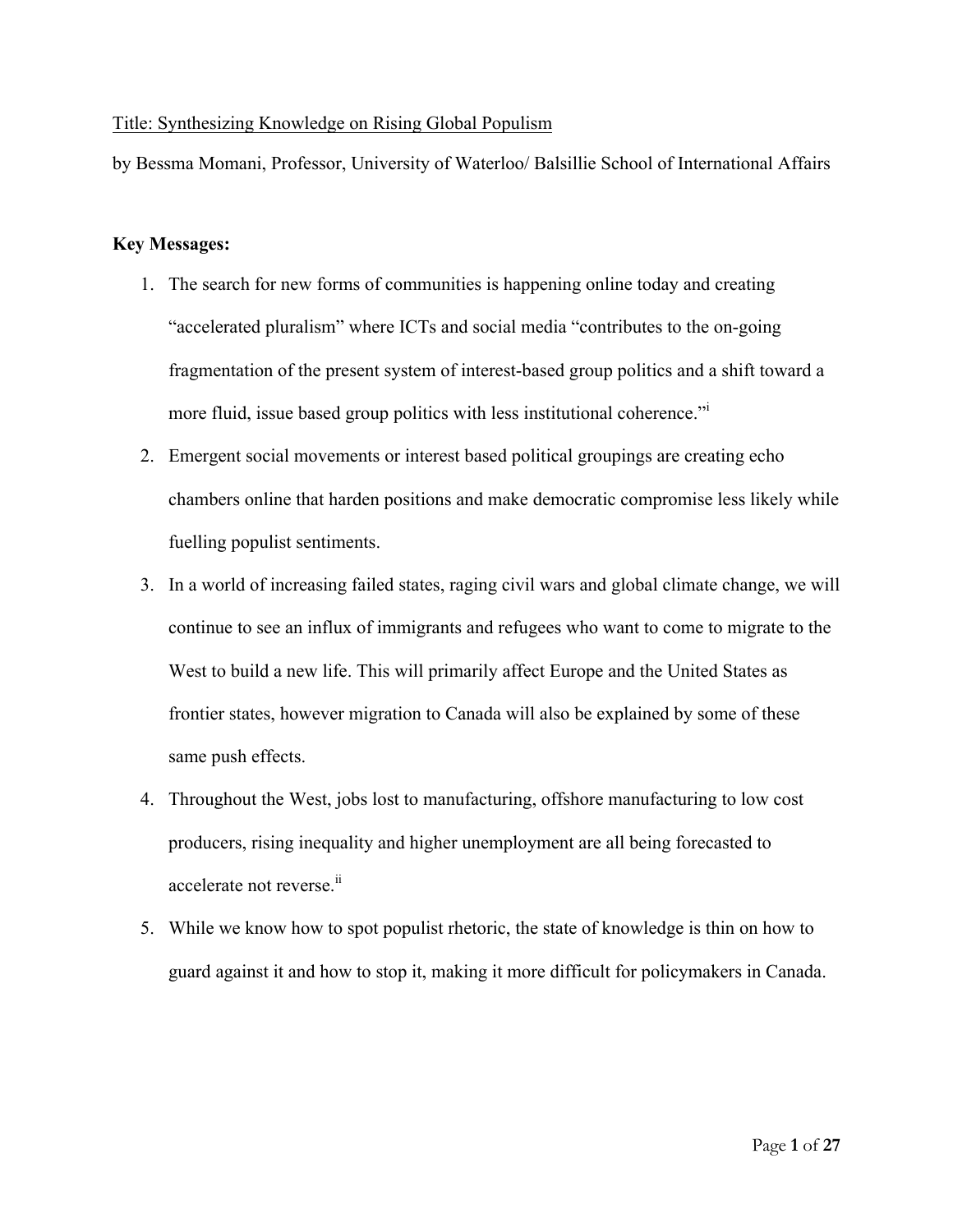Title: Synthesizing Knowledge on Rising Global Populism

by Bessma Momani, Professor, University of Waterloo/ Balsillie School of International Affairs

**Key Messages:**

1. The search for new forms of communities is happening online today and creating "accelerated pluralism" where ICTs and social media "contributes to the on-going fragmentation of the present system of interest-based group politics and a shift toward a more fluid, issue based group politics with less institutional coherence."[i]
2. Emergent social movements or interest based political groupings are creating echo chambers online that harden positions and make democratic compromise less likely while fuelling populist sentiments.
3. In a world of increasing failed states, raging civil wars and global climate change, we will continue to see an influx of immigrants and refugees who want to come to migrate to the West to build a new life. This will primarily affect Europe and the United States as frontier states, however migration to Canada will also be explained by some of these same push effects.
4. Throughout the West, jobs lost to manufacturing, offshore manufacturing to low cost producers, rising inequality and higher unemployment are all being forecasted to accelerate not reverse.[ii]
5. While we know how to spot populist rhetoric, the state of knowledge is thin on how to guard against it and how to stop it, making it more difficult for policymakers in Canada.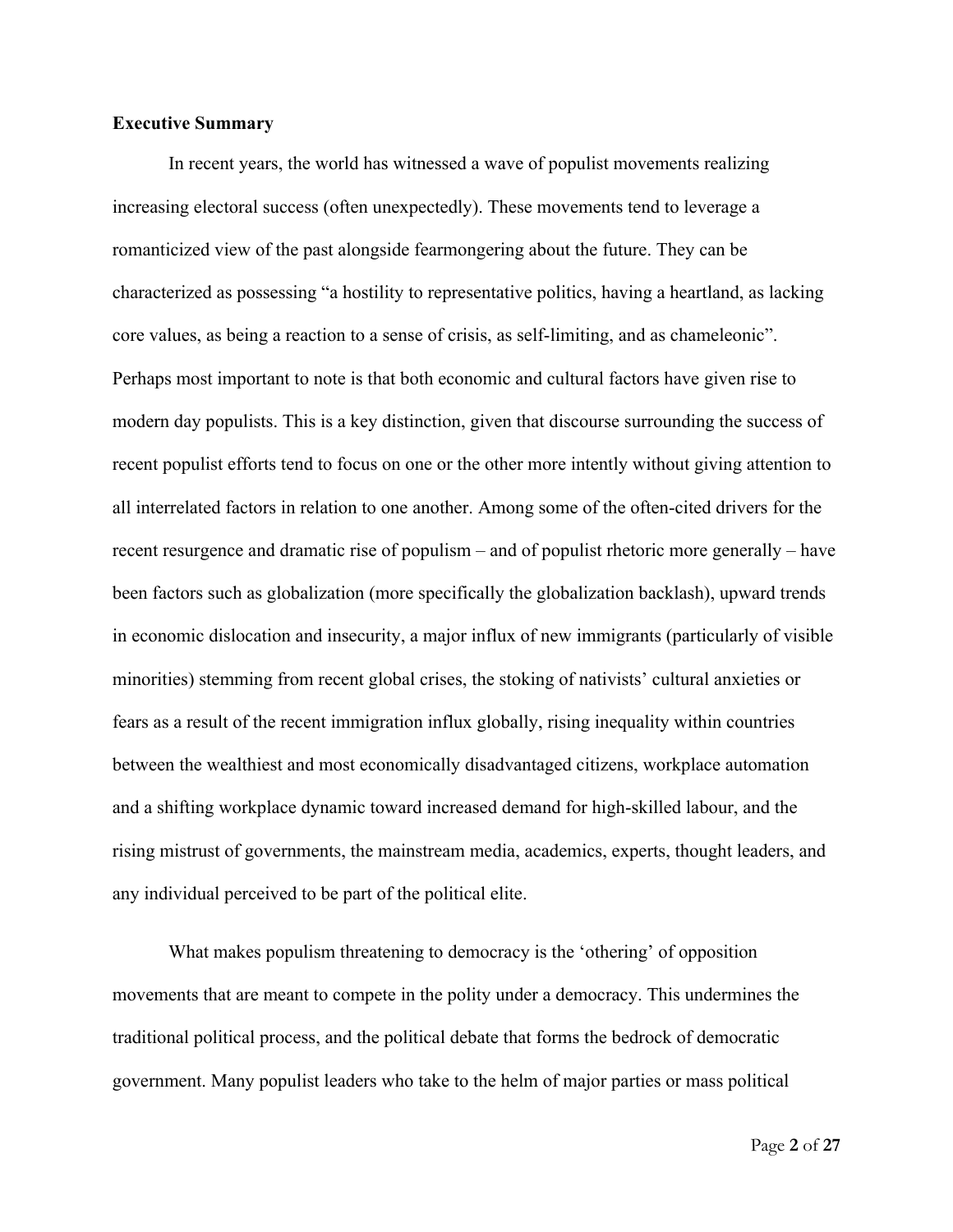**Executive Summary**

In recent years, the world has witnessed a wave of populist movements realizing increasing electoral success (often unexpectedly). These movements tend to leverage a romanticized view of the past alongside fearmongering about the future. They can be characterized as possessing "a hostility to representative politics, having a heartland, as lacking core values, as being a reaction to a sense of crisis, as self-limiting, and as chameleonic". Perhaps most important to note is that both economic and cultural factors have given rise to modern day populists. This is a key distinction, given that discourse surrounding the success of recent populist efforts tend to focus on one or the other more intently without giving attention to all interrelated factors in relation to one another. Among some of the often-cited drivers for the recent resurgence and dramatic rise of populism – and of populist rhetoric more generally – have been factors such as globalization (more specifically the globalization backlash), upward trends in economic dislocation and insecurity, a major influx of new immigrants (particularly of visible minorities) stemming from recent global crises, the stoking of nativists' cultural anxieties or fears as a result of the recent immigration influx globally, rising inequality within countries between the wealthiest and most economically disadvantaged citizens, workplace automation and a shifting workplace dynamic toward increased demand for high-skilled labour, and the rising mistrust of governments, the mainstream media, academics, experts, thought leaders, and any individual perceived to be part of the political elite.

What makes populism threatening to democracy is the 'othering' of opposition movements that are meant to compete in the polity under a democracy. This undermines the traditional political process, and the political debate that forms the bedrock of democratic government. Many populist leaders who take to the helm of major parties or mass political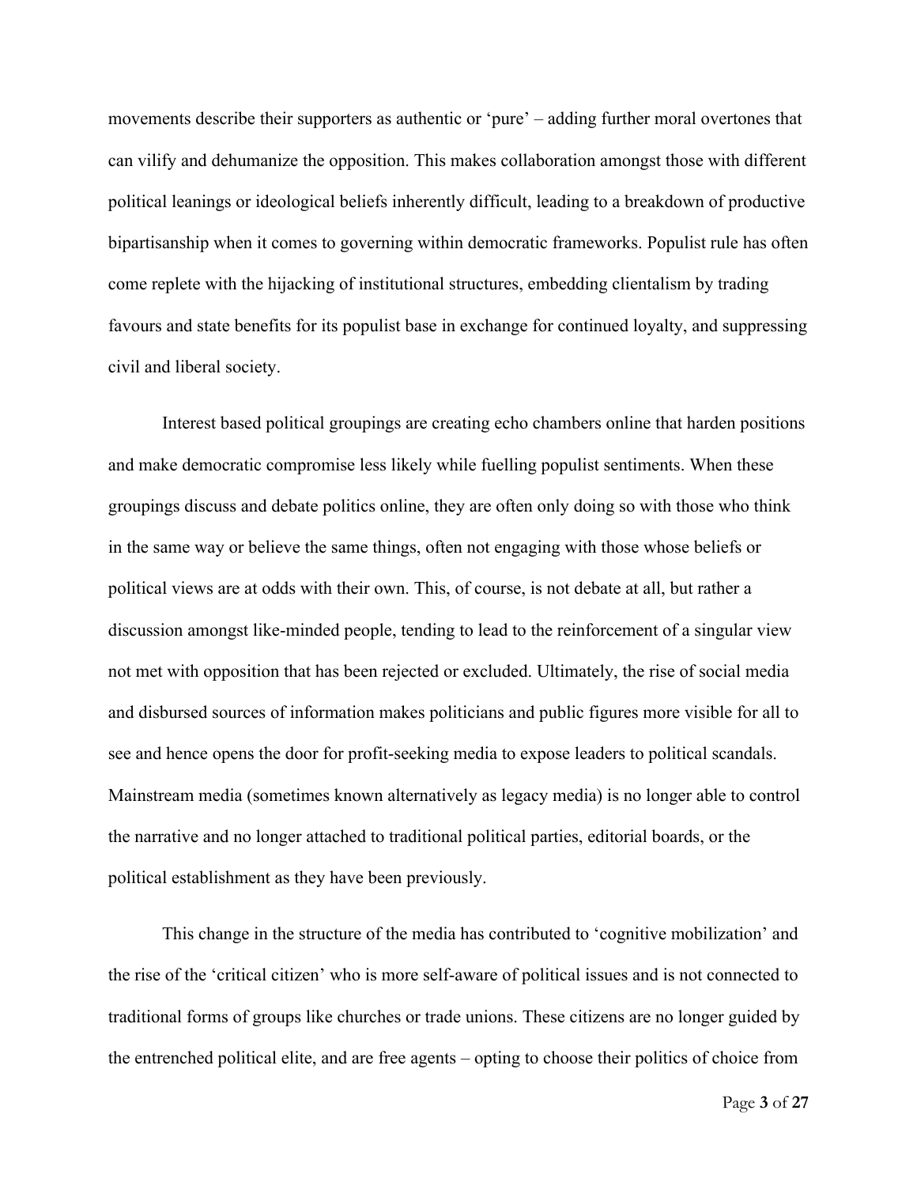movements describe their supporters as authentic or 'pure' – adding further moral overtones that can vilify and dehumanize the opposition. This makes collaboration amongst those with different political leanings or ideological beliefs inherently difficult, leading to a breakdown of productive bipartisanship when it comes to governing within democratic frameworks. Populist rule has often come replete with the hijacking of institutional structures, embedding clientalism by trading favours and state benefits for its populist base in exchange for continued loyalty, and suppressing civil and liberal society.

Interest based political groupings are creating echo chambers online that harden positions and make democratic compromise less likely while fuelling populist sentiments. When these groupings discuss and debate politics online, they are often only doing so with those who think in the same way or believe the same things, often not engaging with those whose beliefs or political views are at odds with their own. This, of course, is not debate at all, but rather a discussion amongst like-minded people, tending to lead to the reinforcement of a singular view not met with opposition that has been rejected or excluded. Ultimately, the rise of social media and disbursed sources of information makes politicians and public figures more visible for all to see and hence opens the door for profit-seeking media to expose leaders to political scandals. Mainstream media (sometimes known alternatively as legacy media) is no longer able to control the narrative and no longer attached to traditional political parties, editorial boards, or the political establishment as they have been previously.

This change in the structure of the media has contributed to 'cognitive mobilization' and the rise of the 'critical citizen' who is more self-aware of political issues and is not connected to traditional forms of groups like churches or trade unions. These citizens are no longer guided by the entrenched political elite, and are free agents – opting to choose their politics of choice from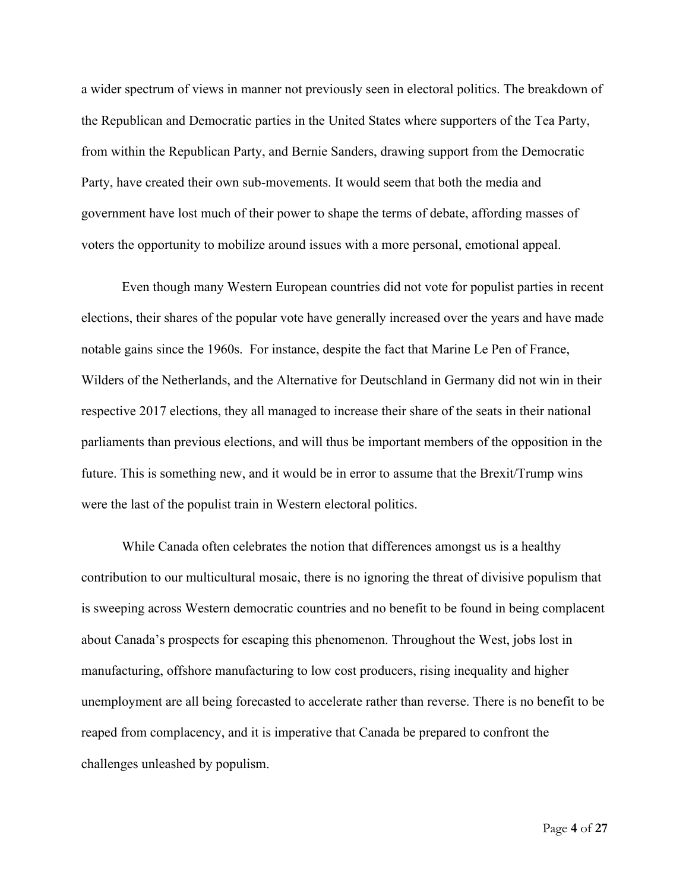a wider spectrum of views in manner not previously seen in electoral politics. The breakdown of the Republican and Democratic parties in the United States where supporters of the Tea Party, from within the Republican Party, and Bernie Sanders, drawing support from the Democratic Party, have created their own sub-movements. It would seem that both the media and government have lost much of their power to shape the terms of debate, affording masses of voters the opportunity to mobilize around issues with a more personal, emotional appeal.

Even though many Western European countries did not vote for populist parties in recent elections, their shares of the popular vote have generally increased over the years and have made notable gains since the 1960s. For instance, despite the fact that Marine Le Pen of France, Wilders of the Netherlands, and the Alternative for Deutschland in Germany did not win in their respective 2017 elections, they all managed to increase their share of the seats in their national parliaments than previous elections, and will thus be important members of the opposition in the future. This is something new, and it would be in error to assume that the Brexit/Trump wins were the last of the populist train in Western electoral politics.

While Canada often celebrates the notion that differences amongst us is a healthy contribution to our multicultural mosaic, there is no ignoring the threat of divisive populism that is sweeping across Western democratic countries and no benefit to be found in being complacent about Canada's prospects for escaping this phenomenon. Throughout the West, jobs lost in manufacturing, offshore manufacturing to low cost producers, rising inequality and higher unemployment are all being forecasted to accelerate rather than reverse. There is no benefit to be reaped from complacency, and it is imperative that Canada be prepared to confront the challenges unleashed by populism.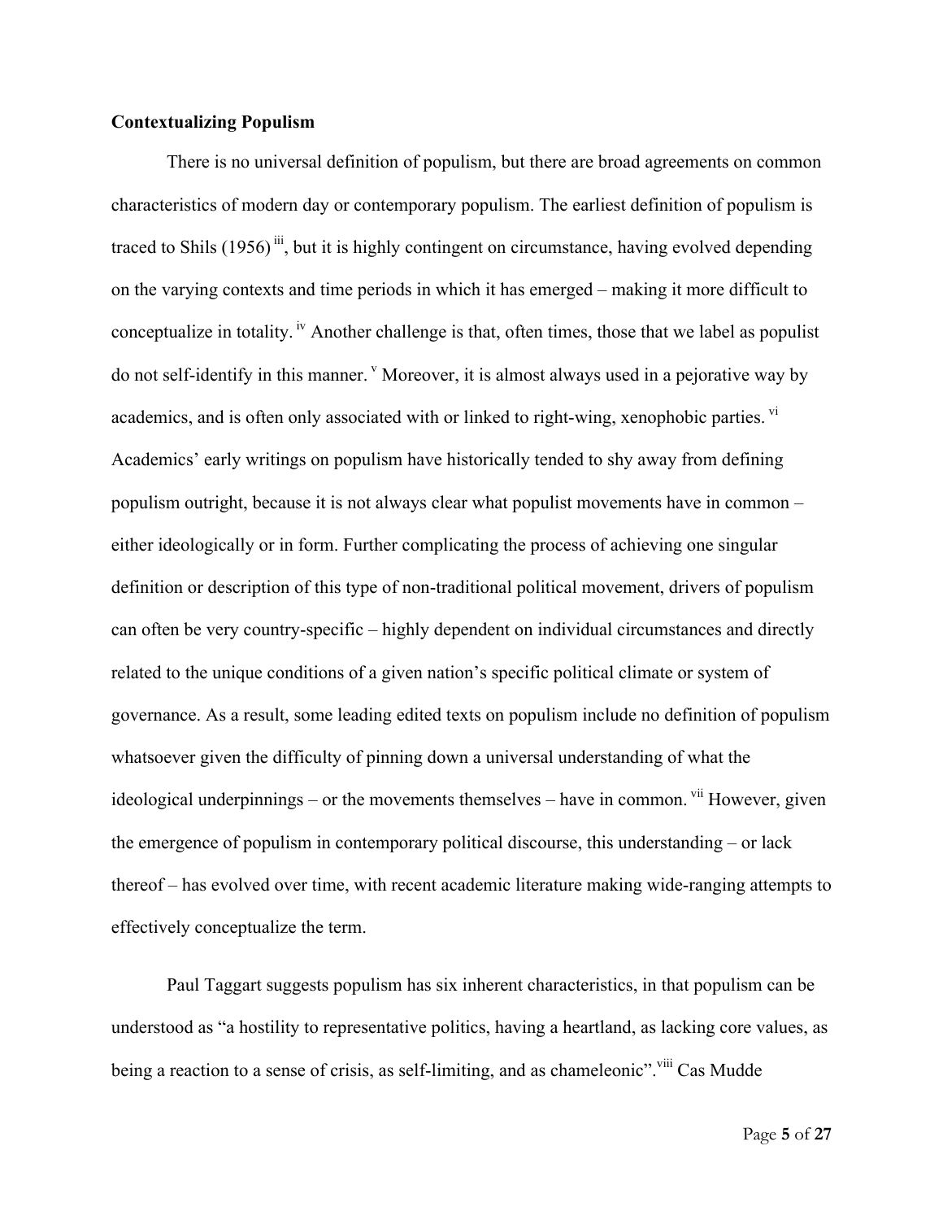**Contextualizing Populism**

There is no universal definition of populism, but there are broad agreements on common characteristics of modern day or contemporary populism. The earliest definition of populism is traced to Shils (1956) [iii], but it is highly contingent on circumstance, having evolved depending on the varying contexts and time periods in which it has emerged – making it more difficult to conceptualize in totality. [iv] Another challenge is that, often times, those that we label as populist do not self-identify in this manner. [v] Moreover, it is almost always used in a pejorative way by academics, and is often only associated with or linked to right-wing, xenophobic parties. [vi] Academics' early writings on populism have historically tended to shy away from defining populism outright, because it is not always clear what populist movements have in common – either ideologically or in form. Further complicating the process of achieving one singular definition or description of this type of non-traditional political movement, drivers of populism can often be very country-specific – highly dependent on individual circumstances and directly related to the unique conditions of a given nation's specific political climate or system of governance. As a result, some leading edited texts on populism include no definition of populism whatsoever given the difficulty of pinning down a universal understanding of what the ideological underpinnings – or the movements themselves – have in common. [vii] However, given the emergence of populism in contemporary political discourse, this understanding – or lack thereof – has evolved over time, with recent academic literature making wide-ranging attempts to effectively conceptualize the term.

Paul Taggart suggests populism has six inherent characteristics, in that populism can be understood as "a hostility to representative politics, having a heartland, as lacking core values, as being a reaction to a sense of crisis, as self-limiting, and as chameleonic".[viii] Cas Mudde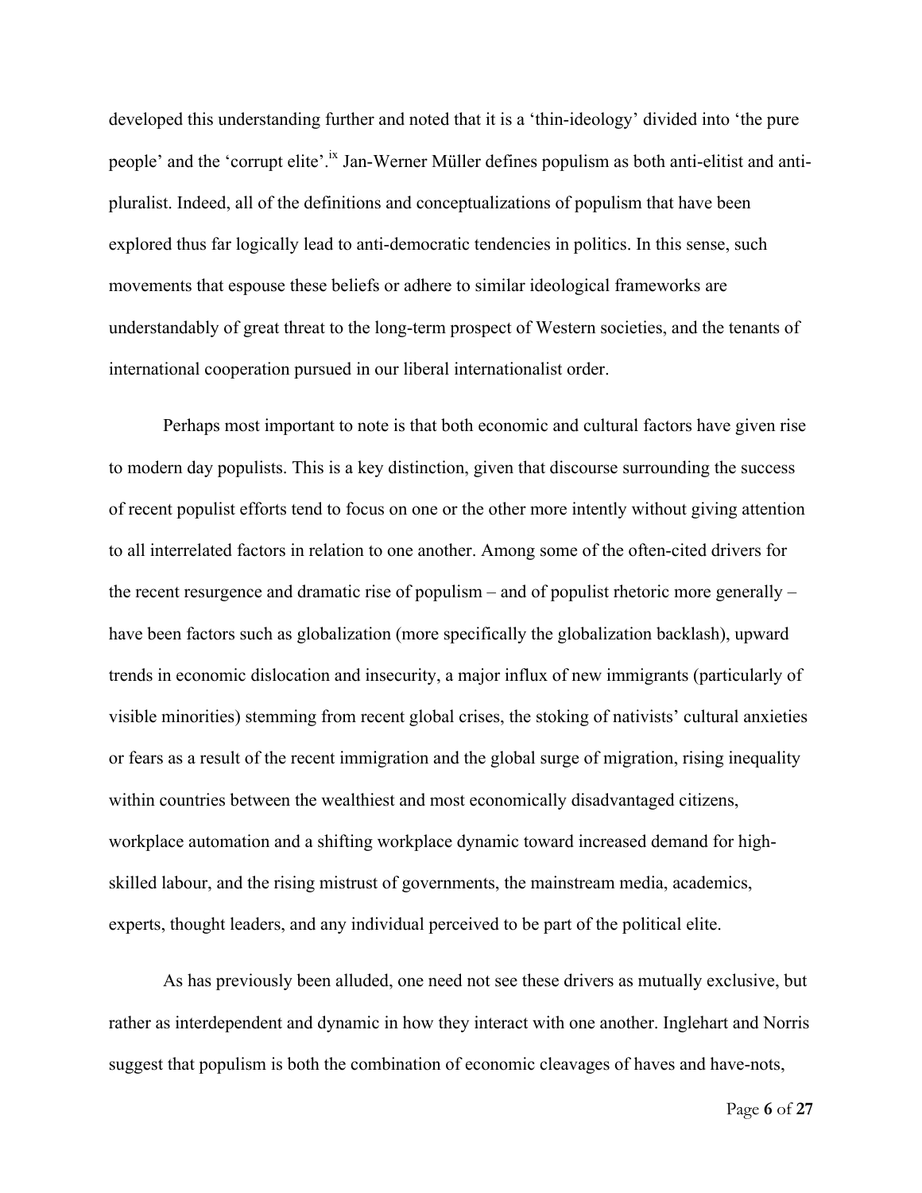developed this understanding further and noted that it is a 'thin-ideology' divided into 'the pure people' and the 'corrupt elite'.[ix] Jan-Werner Müller defines populism as both anti-elitist and anti-pluralist. Indeed, all of the definitions and conceptualizations of populism that have been explored thus far logically lead to anti-democratic tendencies in politics. In this sense, such movements that espouse these beliefs or adhere to similar ideological frameworks are understandably of great threat to the long-term prospect of Western societies, and the tenants of international cooperation pursued in our liberal internationalist order.

Perhaps most important to note is that both economic and cultural factors have given rise to modern day populists. This is a key distinction, given that discourse surrounding the success of recent populist efforts tend to focus on one or the other more intently without giving attention to all interrelated factors in relation to one another. Among some of the often-cited drivers for the recent resurgence and dramatic rise of populism – and of populist rhetoric more generally – have been factors such as globalization (more specifically the globalization backlash), upward trends in economic dislocation and insecurity, a major influx of new immigrants (particularly of visible minorities) stemming from recent global crises, the stoking of nativists' cultural anxieties or fears as a result of the recent immigration and the global surge of migration, rising inequality within countries between the wealthiest and most economically disadvantaged citizens, workplace automation and a shifting workplace dynamic toward increased demand for high-skilled labour, and the rising mistrust of governments, the mainstream media, academics, experts, thought leaders, and any individual perceived to be part of the political elite.

As has previously been alluded, one need not see these drivers as mutually exclusive, but rather as interdependent and dynamic in how they interact with one another. Inglehart and Norris suggest that populism is both the combination of economic cleavages of haves and have-nots,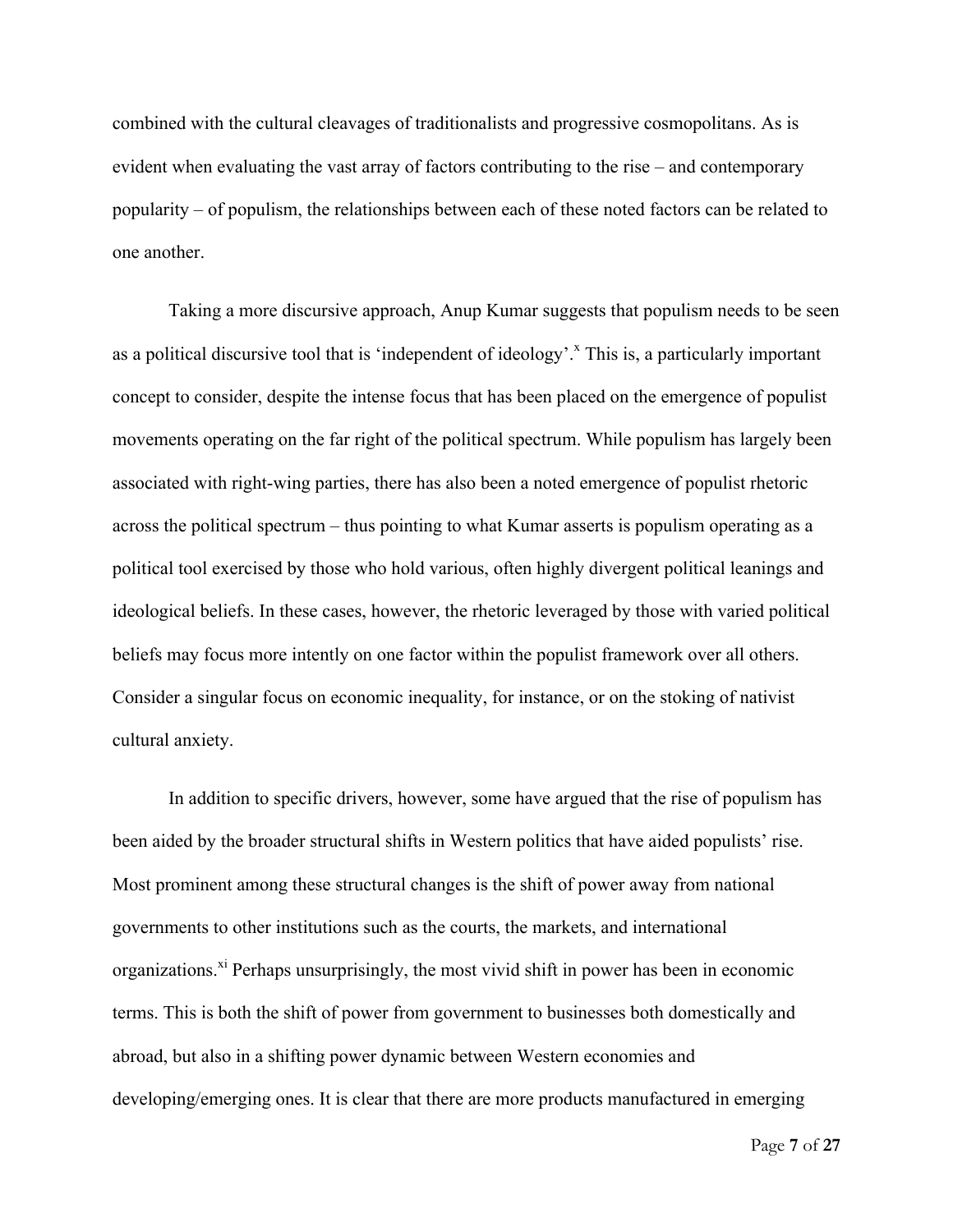combined with the cultural cleavages of traditionalists and progressive cosmopolitans. As is evident when evaluating the vast array of factors contributing to the rise – and contemporary popularity – of populism, the relationships between each of these noted factors can be related to one another.

Taking a more discursive approach, Anup Kumar suggests that populism needs to be seen as a political discursive tool that is 'independent of ideology'.[x] This is, a particularly important concept to consider, despite the intense focus that has been placed on the emergence of populist movements operating on the far right of the political spectrum. While populism has largely been associated with right-wing parties, there has also been a noted emergence of populist rhetoric across the political spectrum – thus pointing to what Kumar asserts is populism operating as a political tool exercised by those who hold various, often highly divergent political leanings and ideological beliefs. In these cases, however, the rhetoric leveraged by those with varied political beliefs may focus more intently on one factor within the populist framework over all others. Consider a singular focus on economic inequality, for instance, or on the stoking of nativist cultural anxiety.

In addition to specific drivers, however, some have argued that the rise of populism has been aided by the broader structural shifts in Western politics that have aided populists' rise. Most prominent among these structural changes is the shift of power away from national governments to other institutions such as the courts, the markets, and international organizations.[xi] Perhaps unsurprisingly, the most vivid shift in power has been in economic terms. This is both the shift of power from government to businesses both domestically and abroad, but also in a shifting power dynamic between Western economies and developing/emerging ones. It is clear that there are more products manufactured in emerging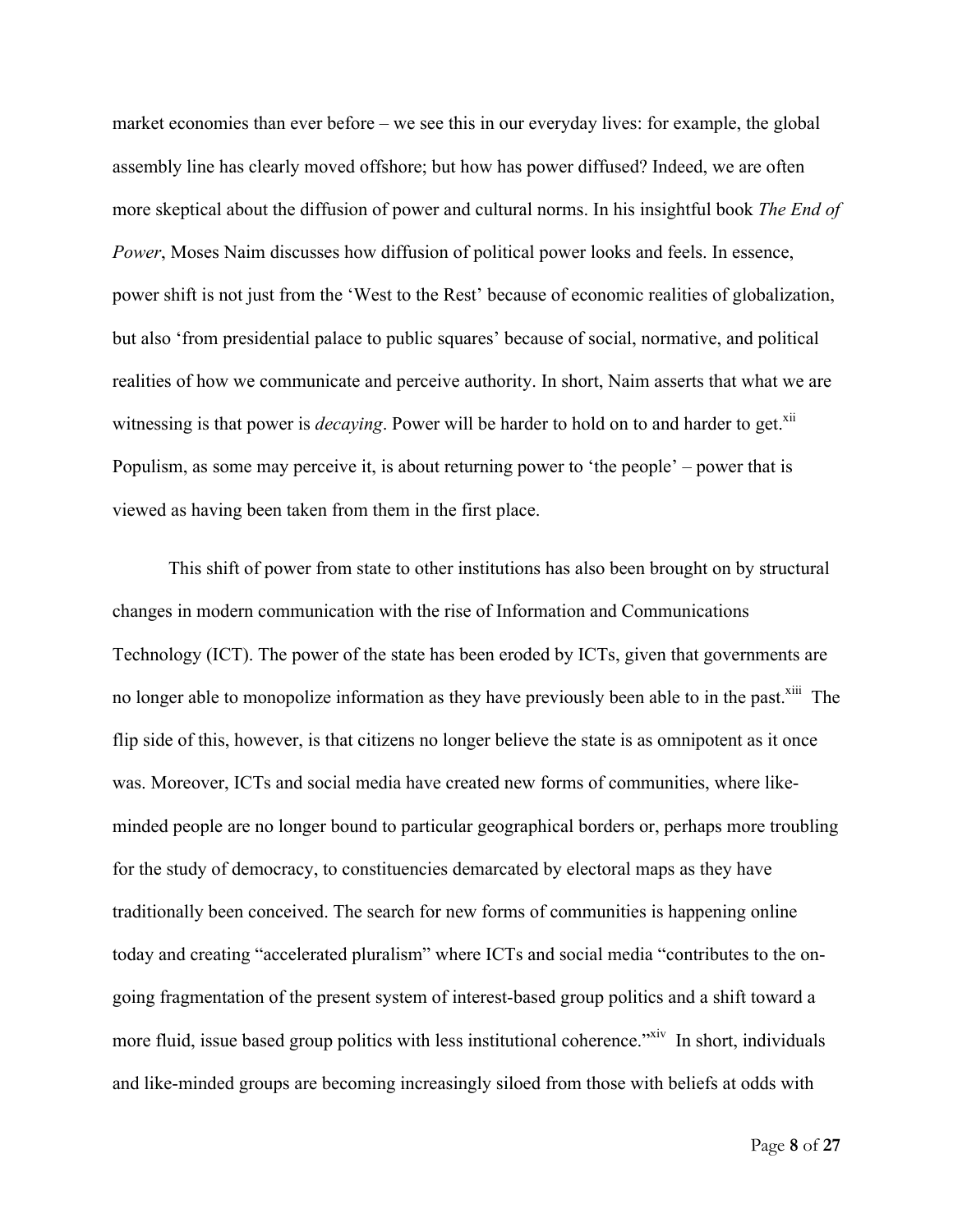market economies than ever before – we see this in our everyday lives: for example, the global assembly line has clearly moved offshore; but how has power diffused? Indeed, we are often more skeptical about the diffusion of power and cultural norms. In his insightful book *The End of Power*, Moses Naim discusses how diffusion of political power looks and feels. In essence, power shift is not just from the 'West to the Rest' because of economic realities of globalization, but also 'from presidential palace to public squares' because of social, normative, and political realities of how we communicate and perceive authority. In short, Naim asserts that what we are witnessing is that power is *decaying*. Power will be harder to hold on to and harder to get.[xii] Populism, as some may perceive it, is about returning power to 'the people' – power that is viewed as having been taken from them in the first place.

This shift of power from state to other institutions has also been brought on by structural changes in modern communication with the rise of Information and Communications Technology (ICT). The power of the state has been eroded by ICTs, given that governments are no longer able to monopolize information as they have previously been able to in the past.[xiii] The flip side of this, however, is that citizens no longer believe the state is as omnipotent as it once was. Moreover, ICTs and social media have created new forms of communities, where like-minded people are no longer bound to particular geographical borders or, perhaps more troubling for the study of democracy, to constituencies demarcated by electoral maps as they have traditionally been conceived. The search for new forms of communities is happening online today and creating "accelerated pluralism" where ICTs and social media "contributes to the on-going fragmentation of the present system of interest-based group politics and a shift toward a more fluid, issue based group politics with less institutional coherence."[xiv] In short, individuals and like-minded groups are becoming increasingly siloed from those with beliefs at odds with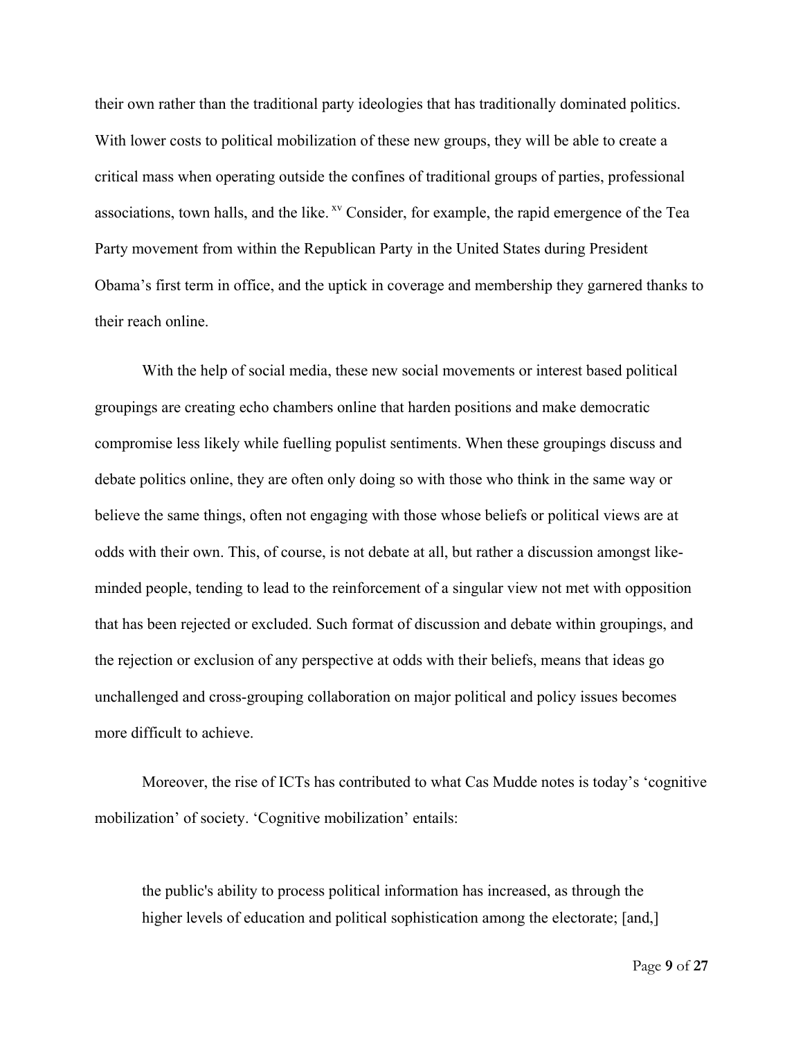their own rather than the traditional party ideologies that has traditionally dominated politics. With lower costs to political mobilization of these new groups, they will be able to create a critical mass when operating outside the confines of traditional groups of parties, professional associations, town halls, and the like.[xv] Consider, for example, the rapid emergence of the Tea Party movement from within the Republican Party in the United States during President Obama's first term in office, and the uptick in coverage and membership they garnered thanks to their reach online.

With the help of social media, these new social movements or interest based political groupings are creating echo chambers online that harden positions and make democratic compromise less likely while fuelling populist sentiments. When these groupings discuss and debate politics online, they are often only doing so with those who think in the same way or believe the same things, often not engaging with those whose beliefs or political views are at odds with their own. This, of course, is not debate at all, but rather a discussion amongst like-minded people, tending to lead to the reinforcement of a singular view not met with opposition that has been rejected or excluded. Such format of discussion and debate within groupings, and the rejection or exclusion of any perspective at odds with their beliefs, means that ideas go unchallenged and cross-grouping collaboration on major political and policy issues becomes more difficult to achieve.

Moreover, the rise of ICTs has contributed to what Cas Mudde notes is today's 'cognitive mobilization' of society. 'Cognitive mobilization' entails:

> the public's ability to process political information has increased, as through the higher levels of education and political sophistication among the electorate; [and,]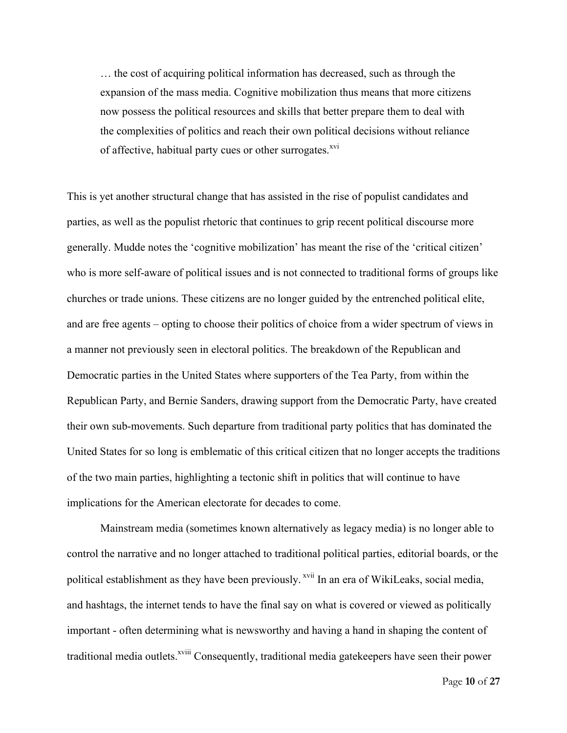> … the cost of acquiring political information has decreased, such as through the expansion of the mass media. Cognitive mobilization thus means that more citizens now possess the political resources and skills that better prepare them to deal with the complexities of politics and reach their own political decisions without reliance of affective, habitual party cues or other surrogates.[xvi]

This is yet another structural change that has assisted in the rise of populist candidates and parties, as well as the populist rhetoric that continues to grip recent political discourse more generally. Mudde notes the 'cognitive mobilization' has meant the rise of the 'critical citizen' who is more self-aware of political issues and is not connected to traditional forms of groups like churches or trade unions. These citizens are no longer guided by the entrenched political elite, and are free agents – opting to choose their politics of choice from a wider spectrum of views in a manner not previously seen in electoral politics. The breakdown of the Republican and Democratic parties in the United States where supporters of the Tea Party, from within the Republican Party, and Bernie Sanders, drawing support from the Democratic Party, have created their own sub-movements. Such departure from traditional party politics that has dominated the United States for so long is emblematic of this critical citizen that no longer accepts the traditions of the two main parties, highlighting a tectonic shift in politics that will continue to have implications for the American electorate for decades to come.

Mainstream media (sometimes known alternatively as legacy media) is no longer able to control the narrative and no longer attached to traditional political parties, editorial boards, or the political establishment as they have been previously.[xvii] In an era of WikiLeaks, social media, and hashtags, the internet tends to have the final say on what is covered or viewed as politically important - often determining what is newsworthy and having a hand in shaping the content of traditional media outlets.[xviii] Consequently, traditional media gatekeepers have seen their power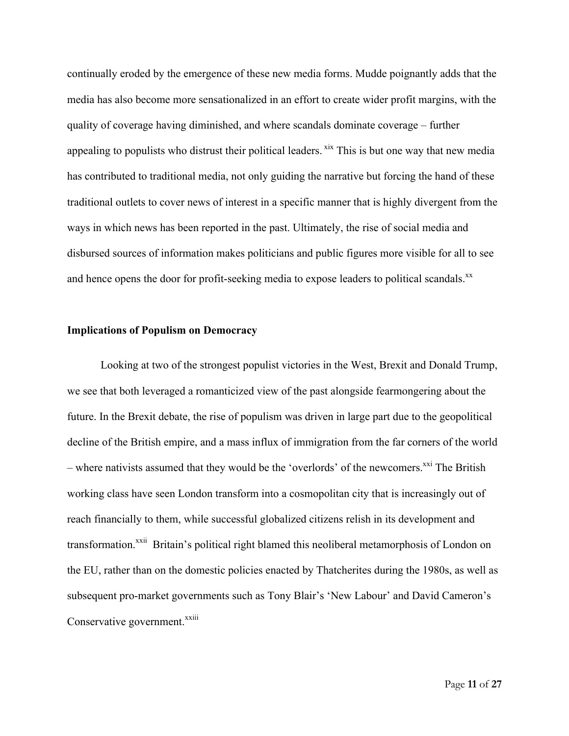continually eroded by the emergence of these new media forms. Mudde poignantly adds that the media has also become more sensationalized in an effort to create wider profit margins, with the quality of coverage having diminished, and where scandals dominate coverage – further appealing to populists who distrust their political leaders. [xix] This is but one way that new media has contributed to traditional media, not only guiding the narrative but forcing the hand of these traditional outlets to cover news of interest in a specific manner that is highly divergent from the ways in which news has been reported in the past. Ultimately, the rise of social media and disbursed sources of information makes politicians and public figures more visible for all to see and hence opens the door for profit-seeking media to expose leaders to political scandals.[xx]

**Implications of Populism on Democracy**

Looking at two of the strongest populist victories in the West, Brexit and Donald Trump, we see that both leveraged a romanticized view of the past alongside fearmongering about the future. In the Brexit debate, the rise of populism was driven in large part due to the geopolitical decline of the British empire, and a mass influx of immigration from the far corners of the world – where nativists assumed that they would be the 'overlords' of the newcomers.[xxi] The British working class have seen London transform into a cosmopolitan city that is increasingly out of reach financially to them, while successful globalized citizens relish in its development and transformation.[xxii] Britain's political right blamed this neoliberal metamorphosis of London on the EU, rather than on the domestic policies enacted by Thatcherites during the 1980s, as well as subsequent pro-market governments such as Tony Blair's 'New Labour' and David Cameron's Conservative government.[xxiii]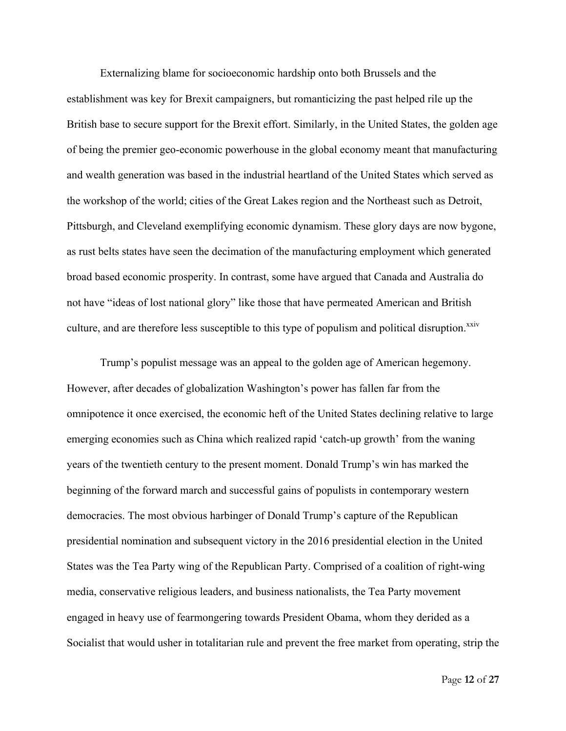Externalizing blame for socioeconomic hardship onto both Brussels and the establishment was key for Brexit campaigners, but romanticizing the past helped rile up the British base to secure support for the Brexit effort. Similarly, in the United States, the golden age of being the premier geo-economic powerhouse in the global economy meant that manufacturing and wealth generation was based in the industrial heartland of the United States which served as the workshop of the world; cities of the Great Lakes region and the Northeast such as Detroit, Pittsburgh, and Cleveland exemplifying economic dynamism. These glory days are now bygone, as rust belts states have seen the decimation of the manufacturing employment which generated broad based economic prosperity. In contrast, some have argued that Canada and Australia do not have "ideas of lost national glory" like those that have permeated American and British culture, and are therefore less susceptible to this type of populism and political disruption.[xxiv]

Trump's populist message was an appeal to the golden age of American hegemony. However, after decades of globalization Washington's power has fallen far from the omnipotence it once exercised, the economic heft of the United States declining relative to large emerging economies such as China which realized rapid 'catch-up growth' from the waning years of the twentieth century to the present moment. Donald Trump's win has marked the beginning of the forward march and successful gains of populists in contemporary western democracies. The most obvious harbinger of Donald Trump's capture of the Republican presidential nomination and subsequent victory in the 2016 presidential election in the United States was the Tea Party wing of the Republican Party. Comprised of a coalition of right-wing media, conservative religious leaders, and business nationalists, the Tea Party movement engaged in heavy use of fearmongering towards President Obama, whom they derided as a Socialist that would usher in totalitarian rule and prevent the free market from operating, strip the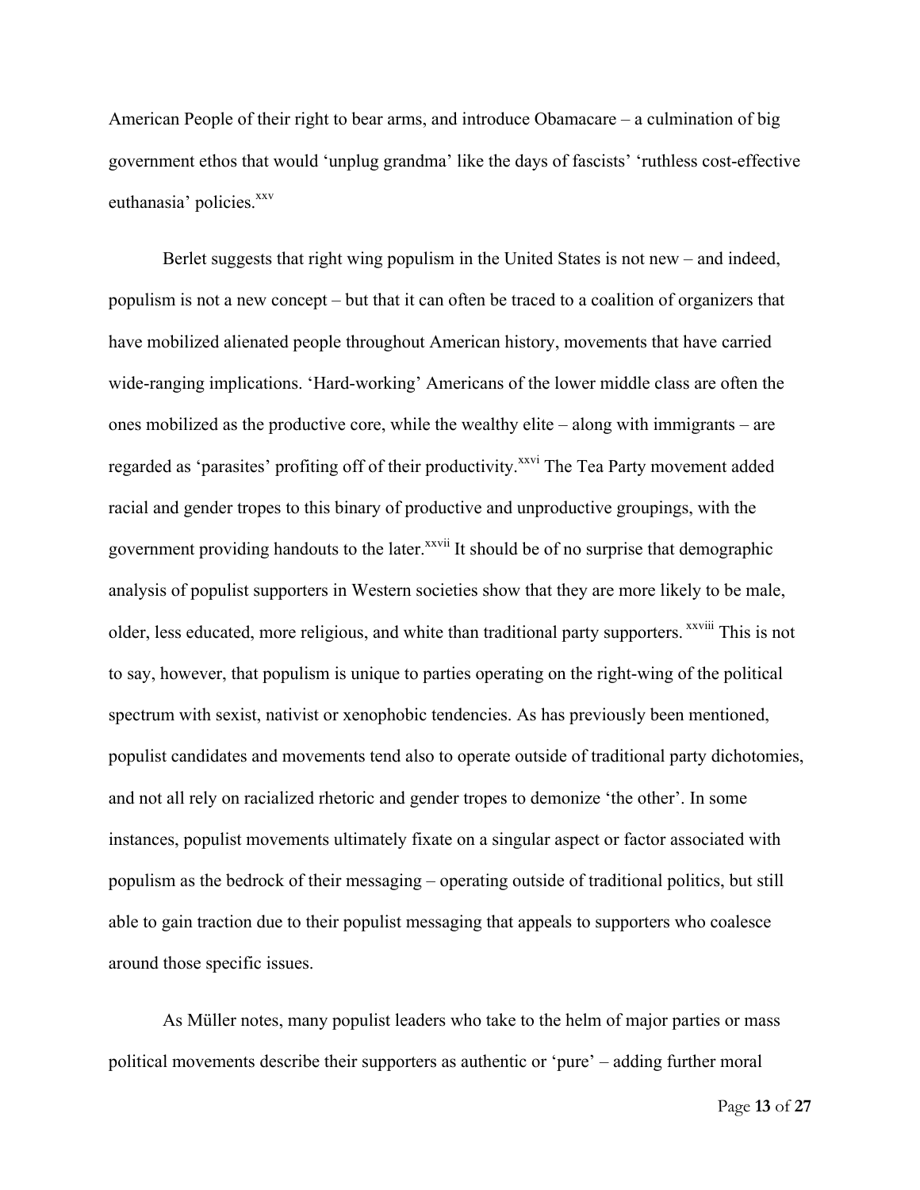American People of their right to bear arms, and introduce Obamacare – a culmination of big government ethos that would 'unplug grandma' like the days of fascists' 'ruthless cost-effective euthanasia' policies.[xxv]

Berlet suggests that right wing populism in the United States is not new – and indeed, populism is not a new concept – but that it can often be traced to a coalition of organizers that have mobilized alienated people throughout American history, movements that have carried wide-ranging implications. 'Hard-working' Americans of the lower middle class are often the ones mobilized as the productive core, while the wealthy elite – along with immigrants – are regarded as 'parasites' profiting off of their productivity.[xxvi] The Tea Party movement added racial and gender tropes to this binary of productive and unproductive groupings, with the government providing handouts to the later.[xxvii] It should be of no surprise that demographic analysis of populist supporters in Western societies show that they are more likely to be male, older, less educated, more religious, and white than traditional party supporters.[xxviii] This is not to say, however, that populism is unique to parties operating on the right-wing of the political spectrum with sexist, nativist or xenophobic tendencies. As has previously been mentioned, populist candidates and movements tend also to operate outside of traditional party dichotomies, and not all rely on racialized rhetoric and gender tropes to demonize 'the other'. In some instances, populist movements ultimately fixate on a singular aspect or factor associated with populism as the bedrock of their messaging – operating outside of traditional politics, but still able to gain traction due to their populist messaging that appeals to supporters who coalesce around those specific issues.

As Müller notes, many populist leaders who take to the helm of major parties or mass political movements describe their supporters as authentic or 'pure' – adding further moral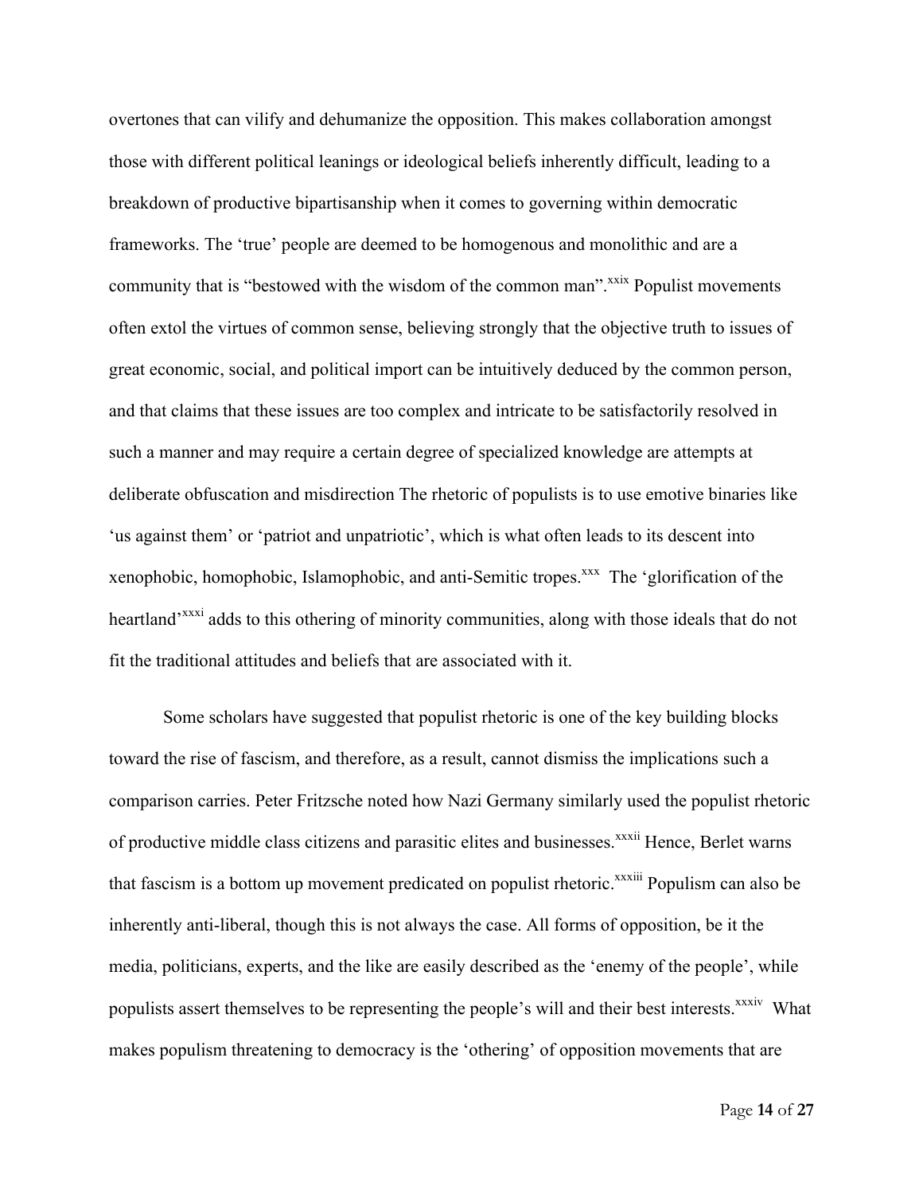overtones that can vilify and dehumanize the opposition. This makes collaboration amongst those with different political leanings or ideological beliefs inherently difficult, leading to a breakdown of productive bipartisanship when it comes to governing within democratic frameworks. The 'true' people are deemed to be homogenous and monolithic and are a community that is "bestowed with the wisdom of the common man".[xxix] Populist movements often extol the virtues of common sense, believing strongly that the objective truth to issues of great economic, social, and political import can be intuitively deduced by the common person, and that claims that these issues are too complex and intricate to be satisfactorily resolved in such a manner and may require a certain degree of specialized knowledge are attempts at deliberate obfuscation and misdirection The rhetoric of populists is to use emotive binaries like 'us against them' or 'patriot and unpatriotic', which is what often leads to its descent into xenophobic, homophobic, Islamophobic, and anti-Semitic tropes.[xxx] The 'glorification of the heartland'[xxxi] adds to this othering of minority communities, along with those ideals that do not fit the traditional attitudes and beliefs that are associated with it.

Some scholars have suggested that populist rhetoric is one of the key building blocks toward the rise of fascism, and therefore, as a result, cannot dismiss the implications such a comparison carries. Peter Fritzsche noted how Nazi Germany similarly used the populist rhetoric of productive middle class citizens and parasitic elites and businesses.[xxxii] Hence, Berlet warns that fascism is a bottom up movement predicated on populist rhetoric.[xxxiii] Populism can also be inherently anti-liberal, though this is not always the case. All forms of opposition, be it the media, politicians, experts, and the like are easily described as the 'enemy of the people', while populists assert themselves to be representing the people's will and their best interests.[xxxiv] What makes populism threatening to democracy is the 'othering' of opposition movements that are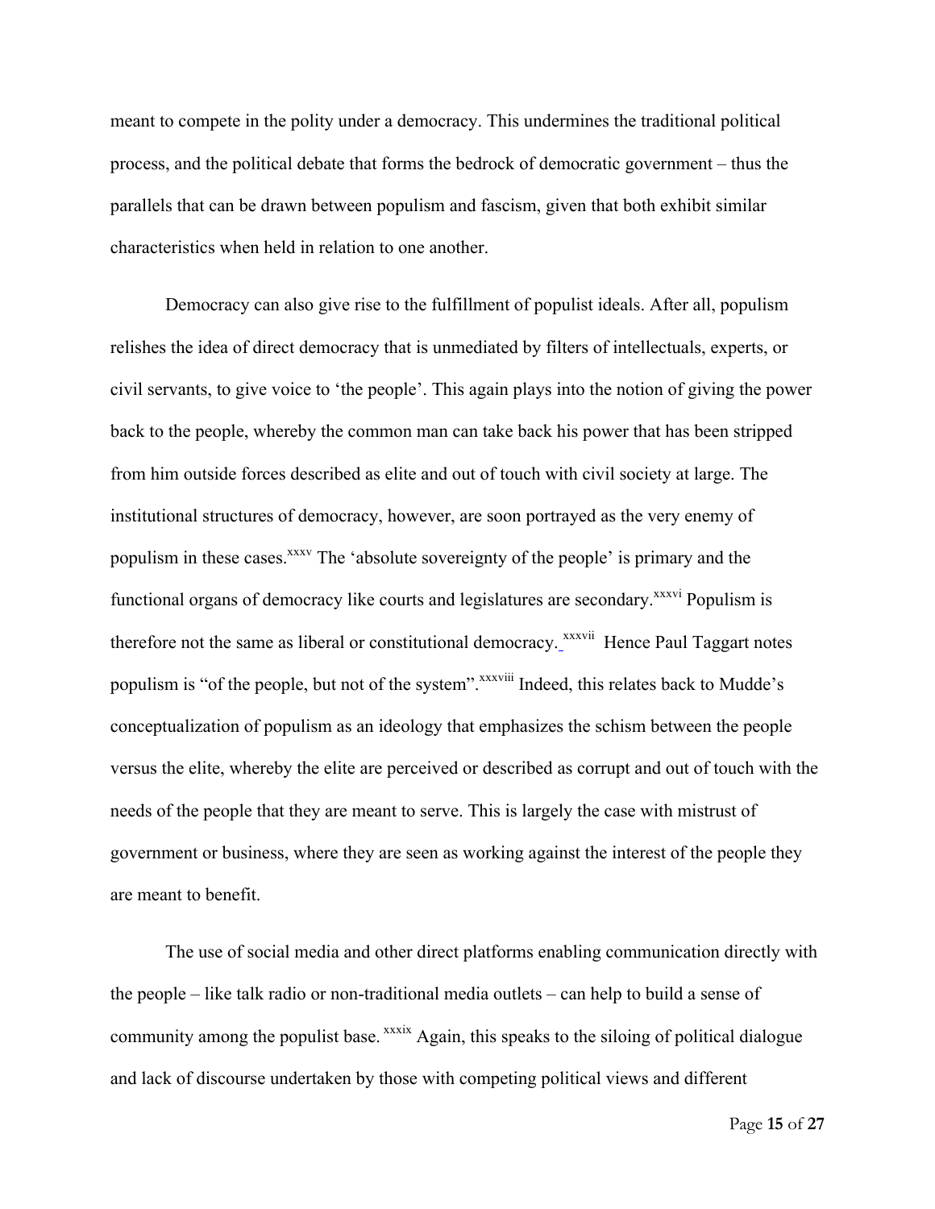meant to compete in the polity under a democracy. This undermines the traditional political process, and the political debate that forms the bedrock of democratic government – thus the parallels that can be drawn between populism and fascism, given that both exhibit similar characteristics when held in relation to one another.

Democracy can also give rise to the fulfillment of populist ideals. After all, populism relishes the idea of direct democracy that is unmediated by filters of intellectuals, experts, or civil servants, to give voice to 'the people'. This again plays into the notion of giving the power back to the people, whereby the common man can take back his power that has been stripped from him outside forces described as elite and out of touch with civil society at large. The institutional structures of democracy, however, are soon portrayed as the very enemy of populism in these cases.[xxxv] The 'absolute sovereignty of the people' is primary and the functional organs of democracy like courts and legislatures are secondary.[xxxvi] Populism is therefore not the same as liberal or constitutional democracy.[xxxvii] Hence Paul Taggart notes populism is "of the people, but not of the system".[xxxviii] Indeed, this relates back to Mudde's conceptualization of populism as an ideology that emphasizes the schism between the people versus the elite, whereby the elite are perceived or described as corrupt and out of touch with the needs of the people that they are meant to serve. This is largely the case with mistrust of government or business, where they are seen as working against the interest of the people they are meant to benefit.

The use of social media and other direct platforms enabling communication directly with the people – like talk radio or non-traditional media outlets – can help to build a sense of community among the populist base.[xxxix] Again, this speaks to the siloing of political dialogue and lack of discourse undertaken by those with competing political views and different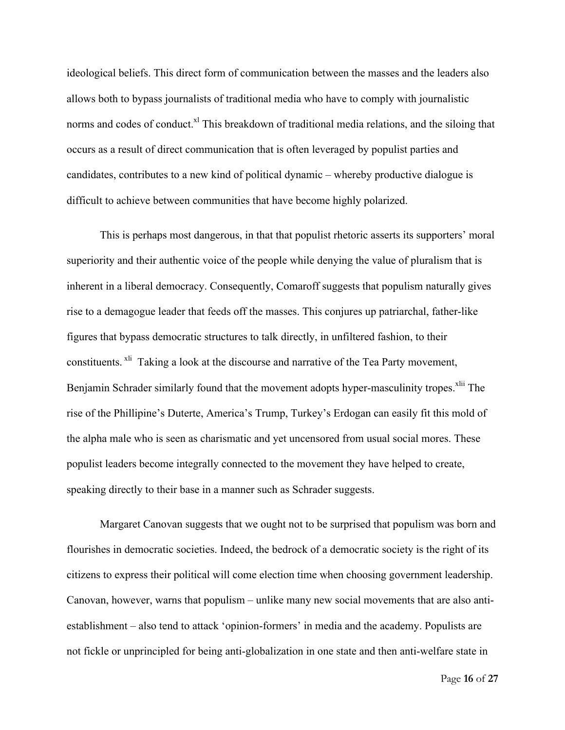ideological beliefs. This direct form of communication between the masses and the leaders also allows both to bypass journalists of traditional media who have to comply with journalistic norms and codes of conduct.[xl] This breakdown of traditional media relations, and the siloing that occurs as a result of direct communication that is often leveraged by populist parties and candidates, contributes to a new kind of political dynamic – whereby productive dialogue is difficult to achieve between communities that have become highly polarized.

This is perhaps most dangerous, in that that populist rhetoric asserts its supporters' moral superiority and their authentic voice of the people while denying the value of pluralism that is inherent in a liberal democracy. Consequently, Comaroff suggests that populism naturally gives rise to a demagogue leader that feeds off the masses. This conjures up patriarchal, father-like figures that bypass democratic structures to talk directly, in unfiltered fashion, to their constituents.[xli] Taking a look at the discourse and narrative of the Tea Party movement, Benjamin Schrader similarly found that the movement adopts hyper-masculinity tropes.[xlii] The rise of the Phillipine's Duterte, America's Trump, Turkey's Erdogan can easily fit this mold of the alpha male who is seen as charismatic and yet uncensored from usual social mores. These populist leaders become integrally connected to the movement they have helped to create, speaking directly to their base in a manner such as Schrader suggests.

Margaret Canovan suggests that we ought not to be surprised that populism was born and flourishes in democratic societies. Indeed, the bedrock of a democratic society is the right of its citizens to express their political will come election time when choosing government leadership. Canovan, however, warns that populism – unlike many new social movements that are also anti-establishment – also tend to attack 'opinion-formers' in media and the academy. Populists are not fickle or unprincipled for being anti-globalization in one state and then anti-welfare state in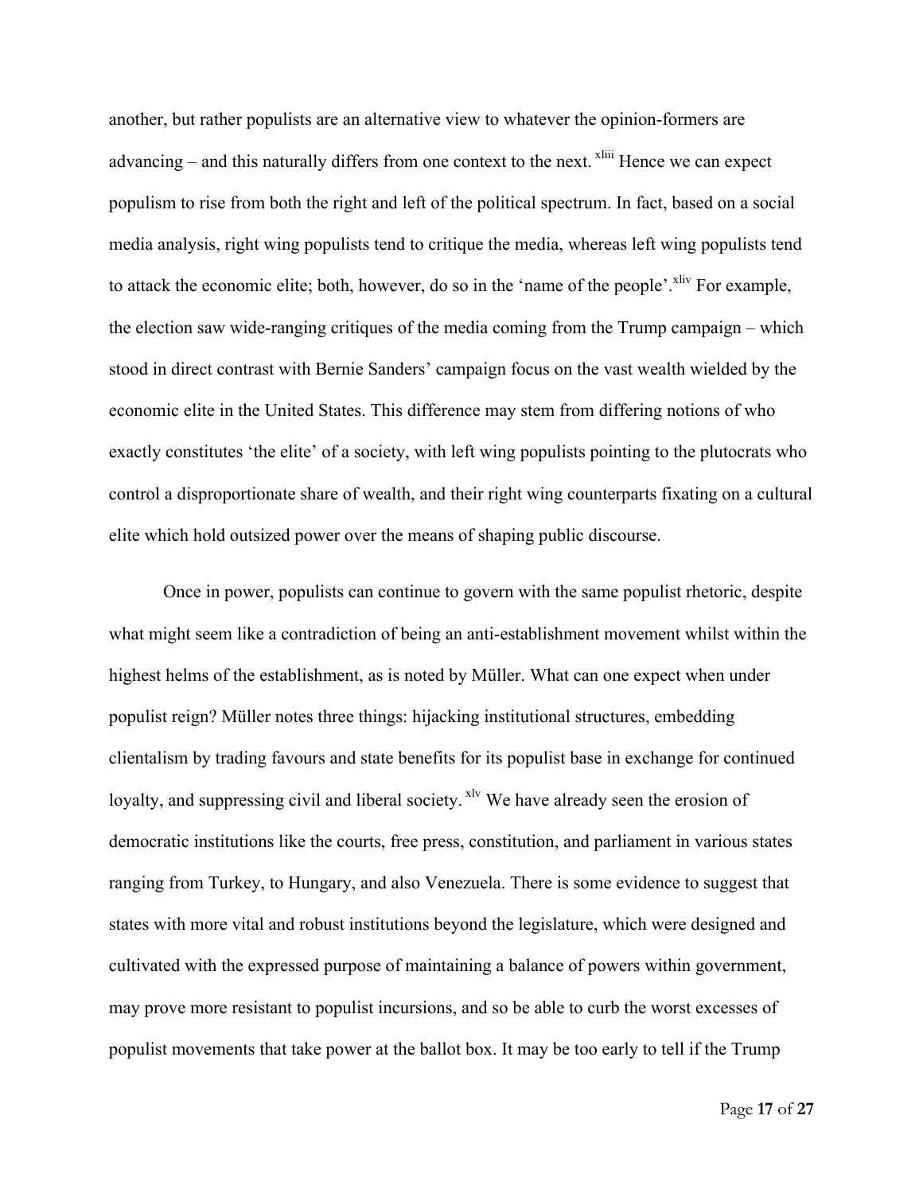another, but rather populists are an alternative view to whatever the opinion-formers are advancing – and this naturally differs from one context to the next. [xliii] Hence we can expect populism to rise from both the right and left of the political spectrum. In fact, based on a social media analysis, right wing populists tend to critique the media, whereas left wing populists tend to attack the economic elite; both, however, do so in the 'name of the people'.[xliv] For example, the election saw wide-ranging critiques of the media coming from the Trump campaign – which stood in direct contrast with Bernie Sanders' campaign focus on the vast wealth wielded by the economic elite in the United States. This difference may stem from differing notions of who exactly constitutes 'the elite' of a society, with left wing populists pointing to the plutocrats who control a disproportionate share of wealth, and their right wing counterparts fixating on a cultural elite which hold outsized power over the means of shaping public discourse.

Once in power, populists can continue to govern with the same populist rhetoric, despite what might seem like a contradiction of being an anti-establishment movement whilst within the highest helms of the establishment, as is noted by Müller. What can one expect when under populist reign? Müller notes three things: hijacking institutional structures, embedding clientalism by trading favours and state benefits for its populist base in exchange for continued loyalty, and suppressing civil and liberal society. [xlv] We have already seen the erosion of democratic institutions like the courts, free press, constitution, and parliament in various states ranging from Turkey, to Hungary, and also Venezuela. There is some evidence to suggest that states with more vital and robust institutions beyond the legislature, which were designed and cultivated with the expressed purpose of maintaining a balance of powers within government, may prove more resistant to populist incursions, and so be able to curb the worst excesses of populist movements that take power at the ballot box. It may be too early to tell if the Trump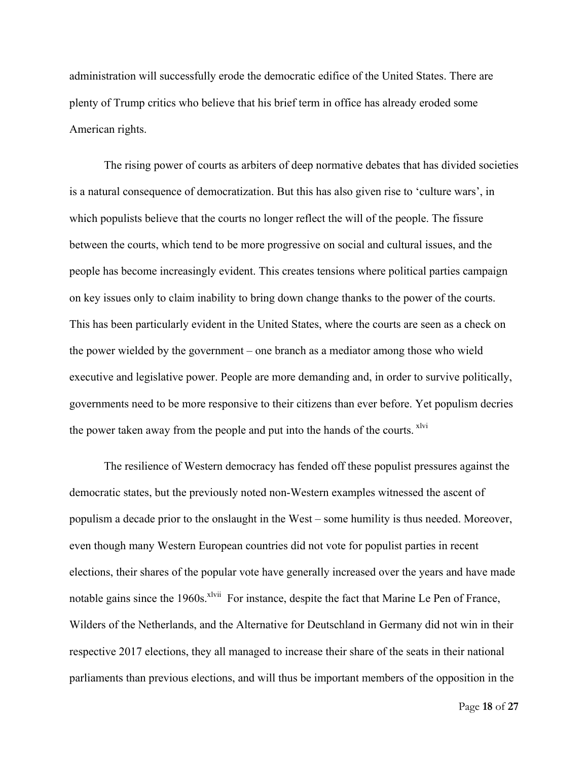administration will successfully erode the democratic edifice of the United States. There are plenty of Trump critics who believe that his brief term in office has already eroded some American rights.

The rising power of courts as arbiters of deep normative debates that has divided societies is a natural consequence of democratization. But this has also given rise to 'culture wars', in which populists believe that the courts no longer reflect the will of the people. The fissure between the courts, which tend to be more progressive on social and cultural issues, and the people has become increasingly evident. This creates tensions where political parties campaign on key issues only to claim inability to bring down change thanks to the power of the courts. This has been particularly evident in the United States, where the courts are seen as a check on the power wielded by the government – one branch as a mediator among those who wield executive and legislative power. People are more demanding and, in order to survive politically, governments need to be more responsive to their citizens than ever before. Yet populism decries the power taken away from the people and put into the hands of the courts. [xlvi]

The resilience of Western democracy has fended off these populist pressures against the democratic states, but the previously noted non-Western examples witnessed the ascent of populism a decade prior to the onslaught in the West – some humility is thus needed. Moreover, even though many Western European countries did not vote for populist parties in recent elections, their shares of the popular vote have generally increased over the years and have made notable gains since the 1960s.[xlvii] For instance, despite the fact that Marine Le Pen of France, Wilders of the Netherlands, and the Alternative for Deutschland in Germany did not win in their respective 2017 elections, they all managed to increase their share of the seats in their national parliaments than previous elections, and will thus be important members of the opposition in the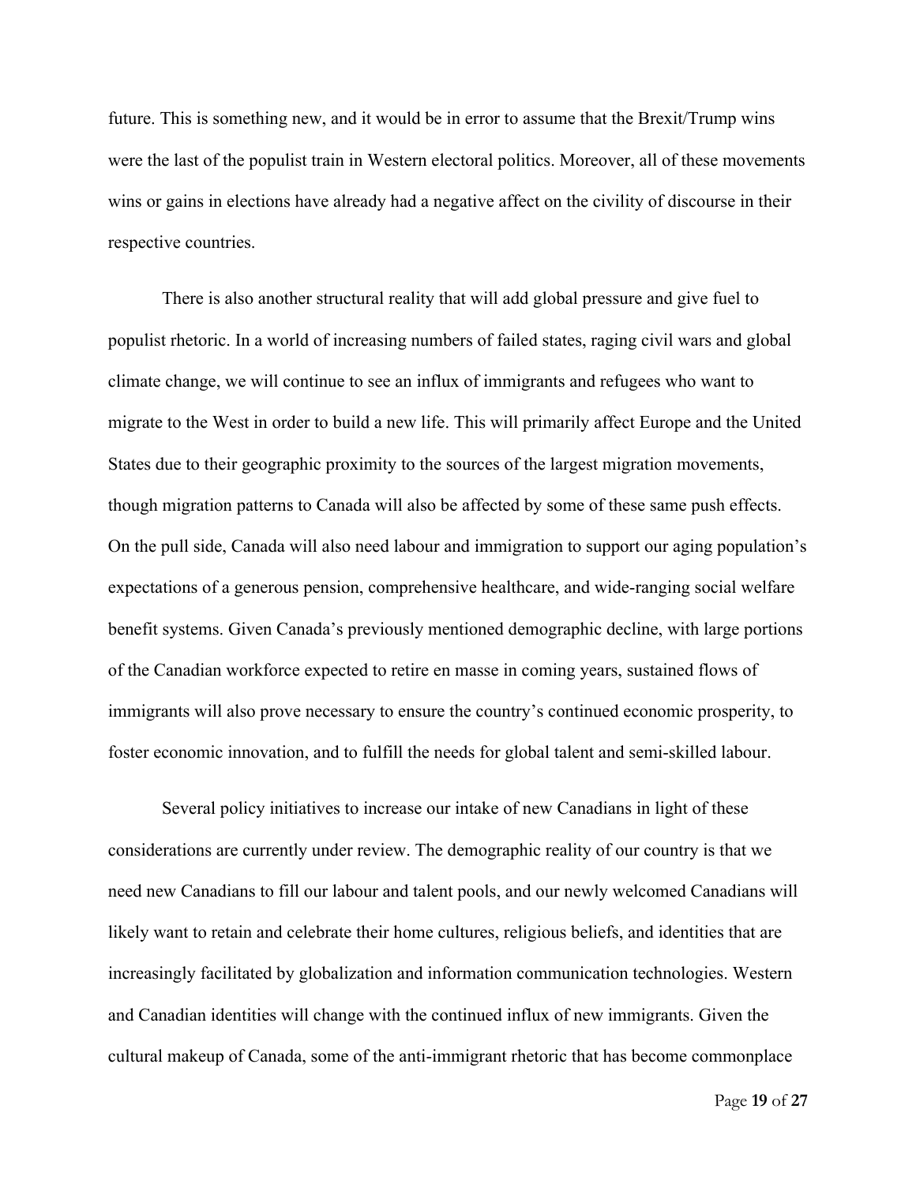future. This is something new, and it would be in error to assume that the Brexit/Trump wins were the last of the populist train in Western electoral politics. Moreover, all of these movements wins or gains in elections have already had a negative affect on the civility of discourse in their respective countries.

There is also another structural reality that will add global pressure and give fuel to populist rhetoric. In a world of increasing numbers of failed states, raging civil wars and global climate change, we will continue to see an influx of immigrants and refugees who want to migrate to the West in order to build a new life. This will primarily affect Europe and the United States due to their geographic proximity to the sources of the largest migration movements, though migration patterns to Canada will also be affected by some of these same push effects. On the pull side, Canada will also need labour and immigration to support our aging population's expectations of a generous pension, comprehensive healthcare, and wide-ranging social welfare benefit systems. Given Canada's previously mentioned demographic decline, with large portions of the Canadian workforce expected to retire en masse in coming years, sustained flows of immigrants will also prove necessary to ensure the country's continued economic prosperity, to foster economic innovation, and to fulfill the needs for global talent and semi-skilled labour.

Several policy initiatives to increase our intake of new Canadians in light of these considerations are currently under review. The demographic reality of our country is that we need new Canadians to fill our labour and talent pools, and our newly welcomed Canadians will likely want to retain and celebrate their home cultures, religious beliefs, and identities that are increasingly facilitated by globalization and information communication technologies. Western and Canadian identities will change with the continued influx of new immigrants. Given the cultural makeup of Canada, some of the anti-immigrant rhetoric that has become commonplace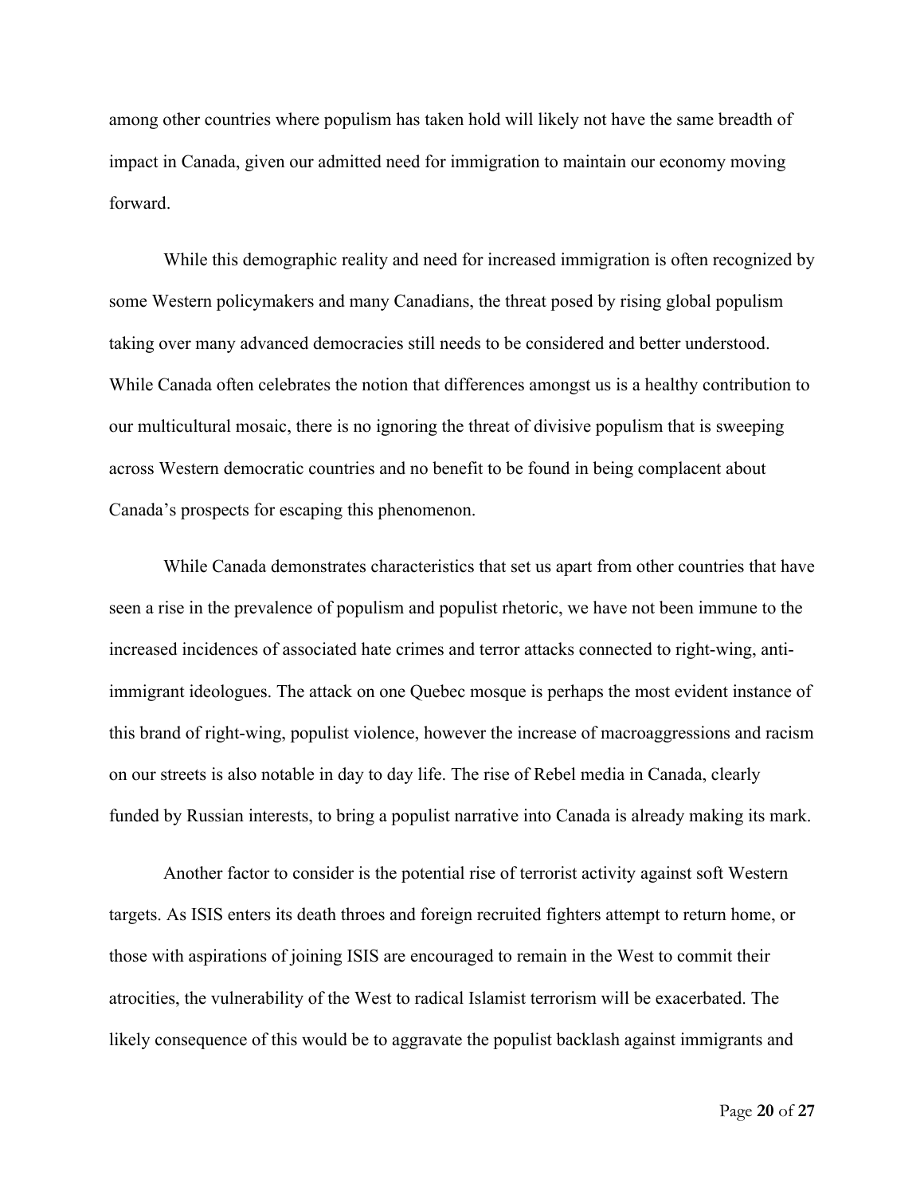among other countries where populism has taken hold will likely not have the same breadth of impact in Canada, given our admitted need for immigration to maintain our economy moving forward.

While this demographic reality and need for increased immigration is often recognized by some Western policymakers and many Canadians, the threat posed by rising global populism taking over many advanced democracies still needs to be considered and better understood. While Canada often celebrates the notion that differences amongst us is a healthy contribution to our multicultural mosaic, there is no ignoring the threat of divisive populism that is sweeping across Western democratic countries and no benefit to be found in being complacent about Canada's prospects for escaping this phenomenon.

While Canada demonstrates characteristics that set us apart from other countries that have seen a rise in the prevalence of populism and populist rhetoric, we have not been immune to the increased incidences of associated hate crimes and terror attacks connected to right-wing, anti-immigrant ideologues. The attack on one Quebec mosque is perhaps the most evident instance of this brand of right-wing, populist violence, however the increase of macroaggressions and racism on our streets is also notable in day to day life. The rise of Rebel media in Canada, clearly funded by Russian interests, to bring a populist narrative into Canada is already making its mark.

Another factor to consider is the potential rise of terrorist activity against soft Western targets. As ISIS enters its death throes and foreign recruited fighters attempt to return home, or those with aspirations of joining ISIS are encouraged to remain in the West to commit their atrocities, the vulnerability of the West to radical Islamist terrorism will be exacerbated. The likely consequence of this would be to aggravate the populist backlash against immigrants and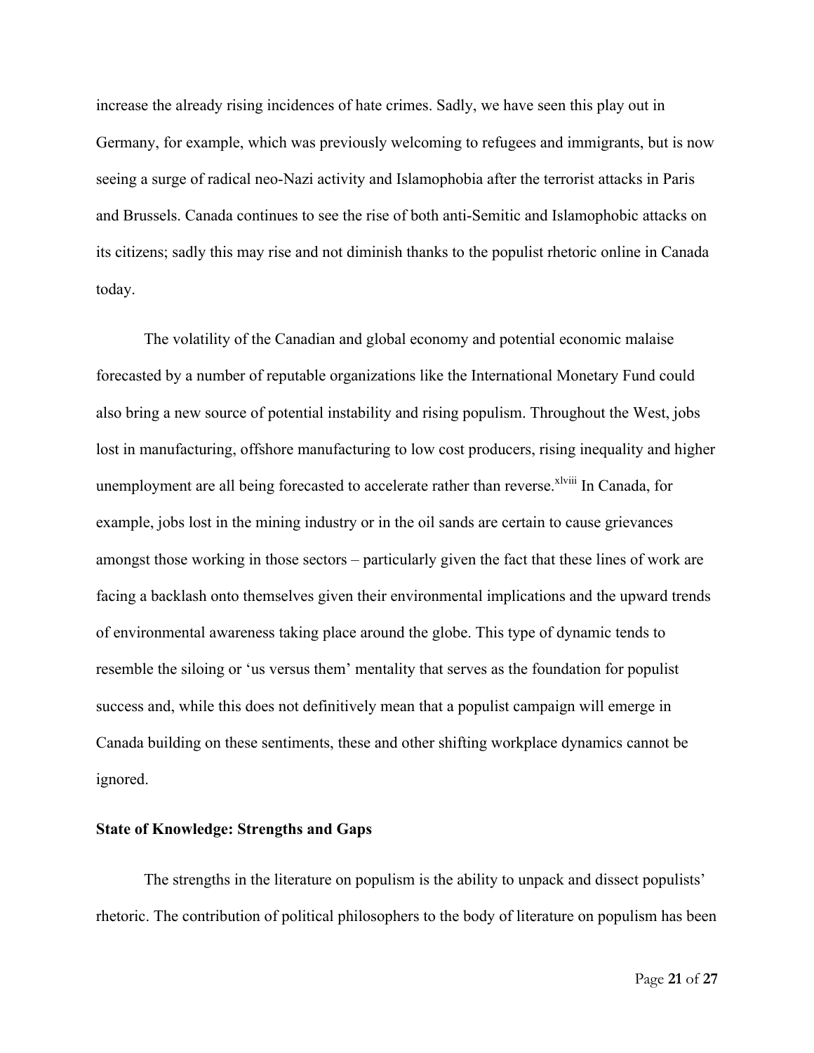increase the already rising incidences of hate crimes. Sadly, we have seen this play out in Germany, for example, which was previously welcoming to refugees and immigrants, but is now seeing a surge of radical neo-Nazi activity and Islamophobia after the terrorist attacks in Paris and Brussels. Canada continues to see the rise of both anti-Semitic and Islamophobic attacks on its citizens; sadly this may rise and not diminish thanks to the populist rhetoric online in Canada today.

The volatility of the Canadian and global economy and potential economic malaise forecasted by a number of reputable organizations like the International Monetary Fund could also bring a new source of potential instability and rising populism. Throughout the West, jobs lost in manufacturing, offshore manufacturing to low cost producers, rising inequality and higher unemployment are all being forecasted to accelerate rather than reverse.[xlviii] In Canada, for example, jobs lost in the mining industry or in the oil sands are certain to cause grievances amongst those working in those sectors – particularly given the fact that these lines of work are facing a backlash onto themselves given their environmental implications and the upward trends of environmental awareness taking place around the globe. This type of dynamic tends to resemble the siloing or 'us versus them' mentality that serves as the foundation for populist success and, while this does not definitively mean that a populist campaign will emerge in Canada building on these sentiments, these and other shifting workplace dynamics cannot be ignored.

**State of Knowledge: Strengths and Gaps**

The strengths in the literature on populism is the ability to unpack and dissect populists' rhetoric. The contribution of political philosophers to the body of literature on populism has been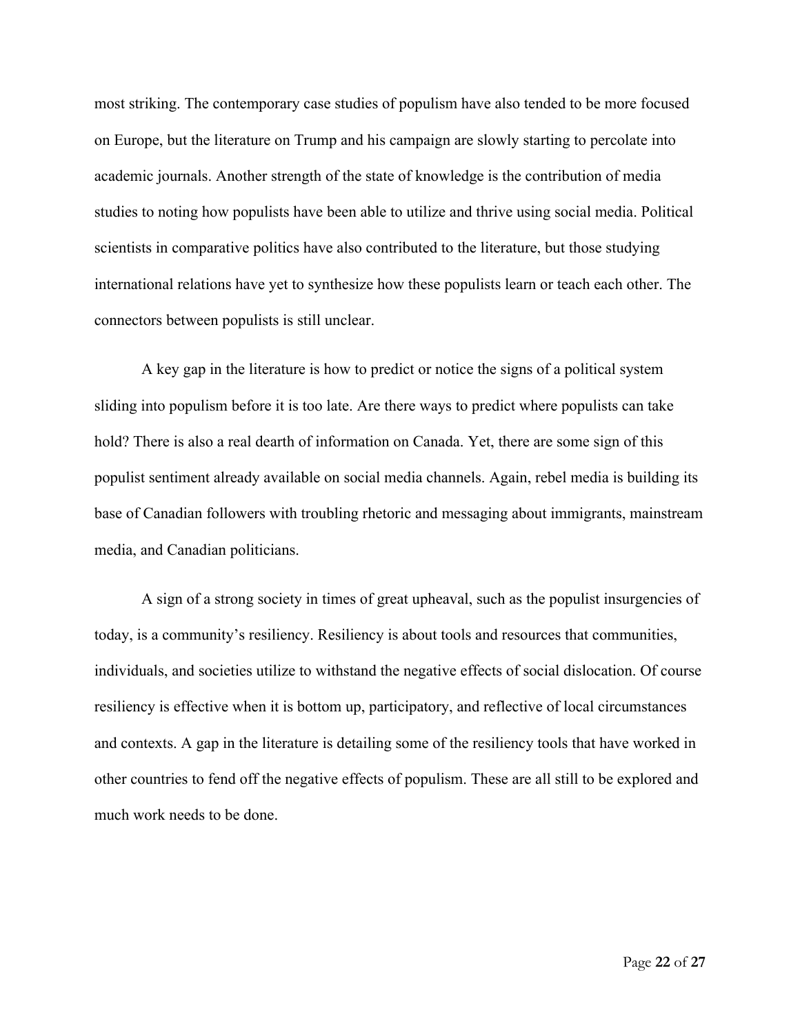most striking. The contemporary case studies of populism have also tended to be more focused on Europe, but the literature on Trump and his campaign are slowly starting to percolate into academic journals. Another strength of the state of knowledge is the contribution of media studies to noting how populists have been able to utilize and thrive using social media. Political scientists in comparative politics have also contributed to the literature, but those studying international relations have yet to synthesize how these populists learn or teach each other. The connectors between populists is still unclear.

A key gap in the literature is how to predict or notice the signs of a political system sliding into populism before it is too late. Are there ways to predict where populists can take hold? There is also a real dearth of information on Canada. Yet, there are some sign of this populist sentiment already available on social media channels. Again, rebel media is building its base of Canadian followers with troubling rhetoric and messaging about immigrants, mainstream media, and Canadian politicians.

A sign of a strong society in times of great upheaval, such as the populist insurgencies of today, is a community's resiliency. Resiliency is about tools and resources that communities, individuals, and societies utilize to withstand the negative effects of social dislocation. Of course resiliency is effective when it is bottom up, participatory, and reflective of local circumstances and contexts. A gap in the literature is detailing some of the resiliency tools that have worked in other countries to fend off the negative effects of populism. These are all still to be explored and much work needs to be done.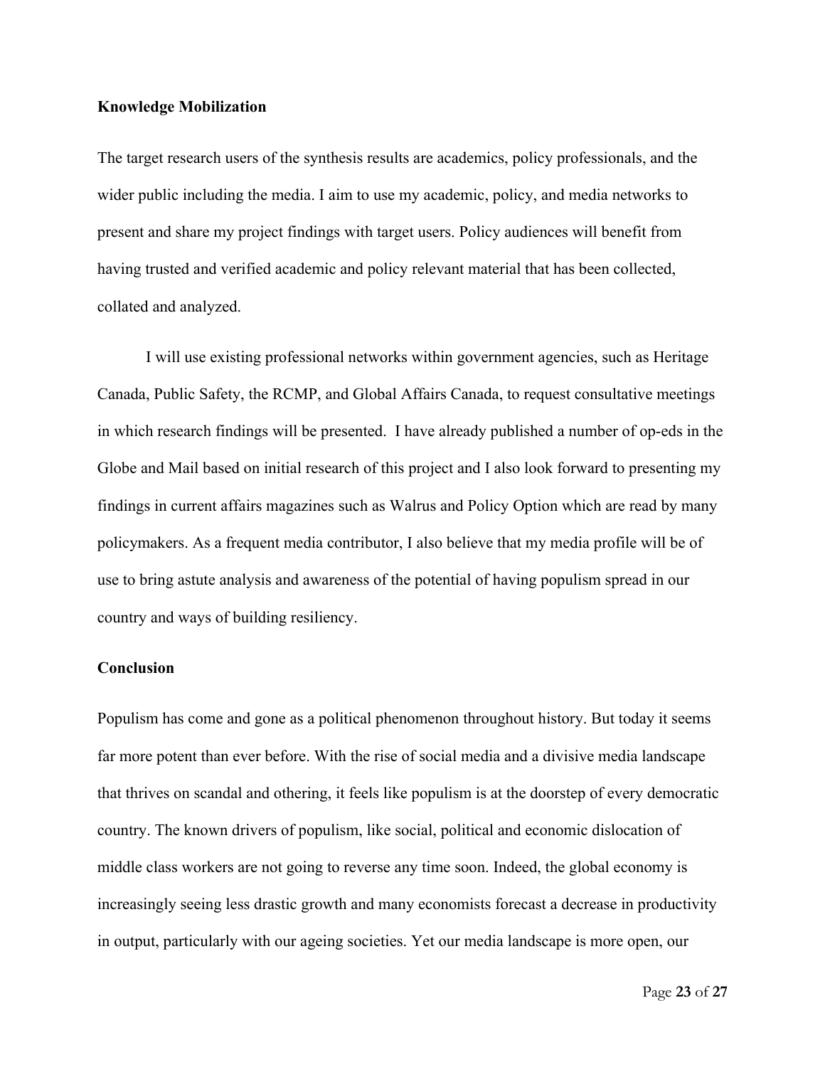**Knowledge Mobilization**

The target research users of the synthesis results are academics, policy professionals, and the wider public including the media. I aim to use my academic, policy, and media networks to present and share my project findings with target users. Policy audiences will benefit from having trusted and verified academic and policy relevant material that has been collected, collated and analyzed.

I will use existing professional networks within government agencies, such as Heritage Canada, Public Safety, the RCMP, and Global Affairs Canada, to request consultative meetings in which research findings will be presented. I have already published a number of op-eds in the Globe and Mail based on initial research of this project and I also look forward to presenting my findings in current affairs magazines such as Walrus and Policy Option which are read by many policymakers. As a frequent media contributor, I also believe that my media profile will be of use to bring astute analysis and awareness of the potential of having populism spread in our country and ways of building resiliency.

**Conclusion**

Populism has come and gone as a political phenomenon throughout history. But today it seems far more potent than ever before. With the rise of social media and a divisive media landscape that thrives on scandal and othering, it feels like populism is at the doorstep of every democratic country. The known drivers of populism, like social, political and economic dislocation of middle class workers are not going to reverse any time soon. Indeed, the global economy is increasingly seeing less drastic growth and many economists forecast a decrease in productivity in output, particularly with our ageing societies. Yet our media landscape is more open, our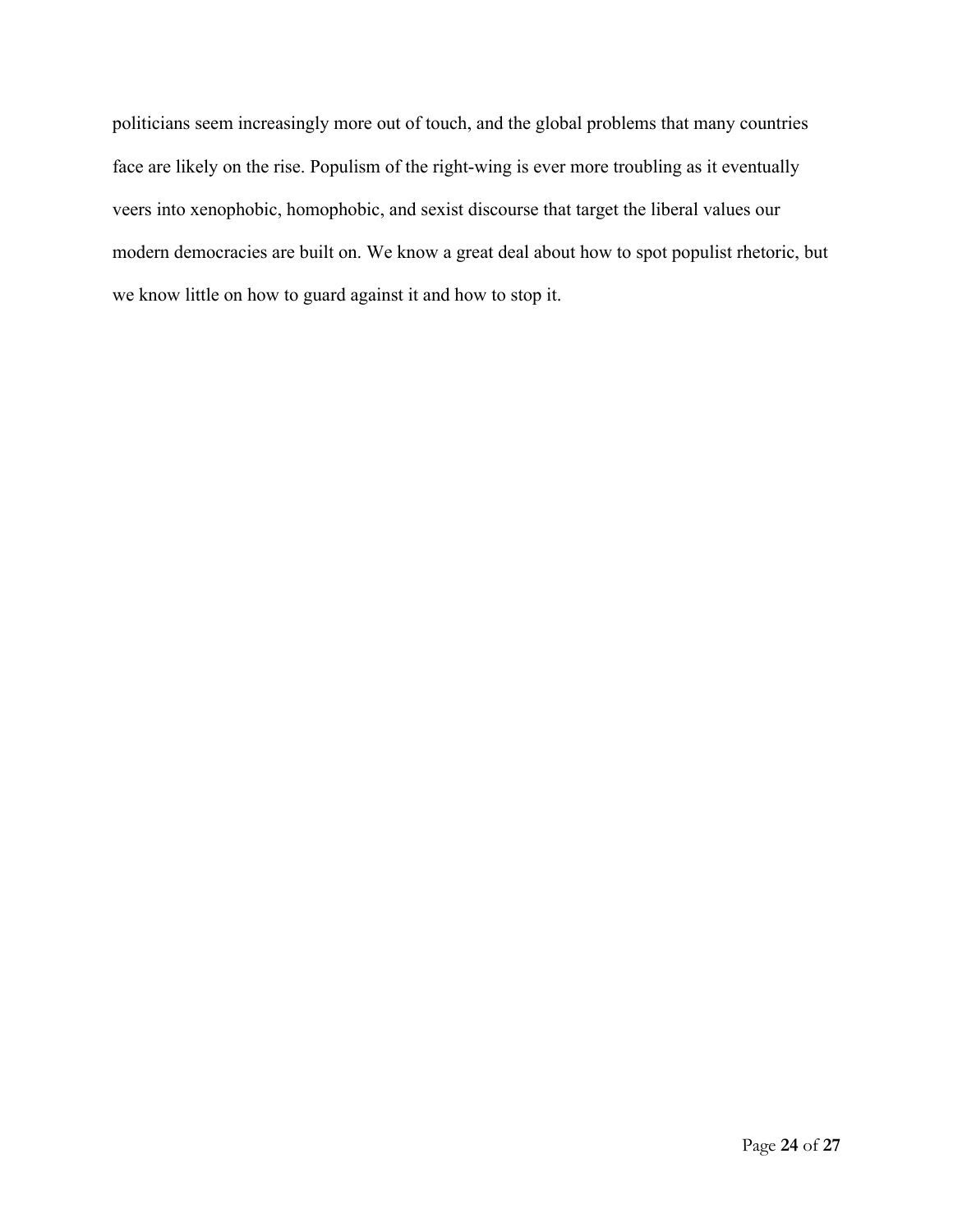politicians seem increasingly more out of touch, and the global problems that many countries face are likely on the rise. Populism of the right-wing is ever more troubling as it eventually veers into xenophobic, homophobic, and sexist discourse that target the liberal values our modern democracies are built on. We know a great deal about how to spot populist rhetoric, but we know little on how to guard against it and how to stop it.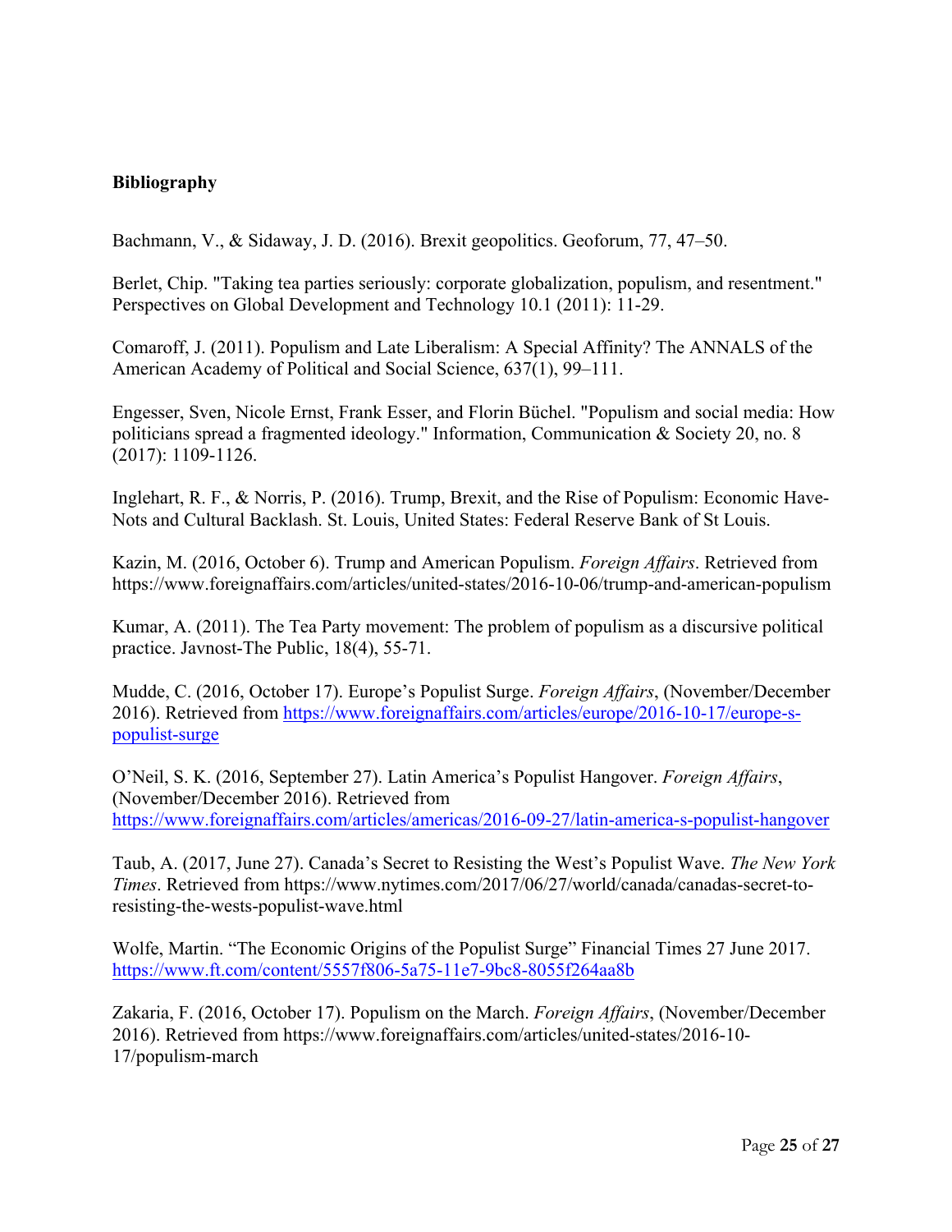**Bibliography**

Bachmann, V., & Sidaway, J. D. (2016). Brexit geopolitics. Geoforum, 77, 47–50.

Berlet, Chip. "Taking tea parties seriously: corporate globalization, populism, and resentment." Perspectives on Global Development and Technology 10.1 (2011): 11-29.

Comaroff, J. (2011). Populism and Late Liberalism: A Special Affinity? The ANNALS of the American Academy of Political and Social Science, 637(1), 99–111.

Engesser, Sven, Nicole Ernst, Frank Esser, and Florin Büchel. "Populism and social media: How politicians spread a fragmented ideology." Information, Communication & Society 20, no. 8 (2017): 1109-1126.

Inglehart, R. F., & Norris, P. (2016). Trump, Brexit, and the Rise of Populism: Economic Have-Nots and Cultural Backlash. St. Louis, United States: Federal Reserve Bank of St Louis.

Kazin, M. (2016, October 6). Trump and American Populism. *Foreign Affairs*. Retrieved from https://www.foreignaffairs.com/articles/united-states/2016-10-06/trump-and-american-populism

Kumar, A. (2011). The Tea Party movement: The problem of populism as a discursive political practice. Javnost-The Public, 18(4), 55-71.

Mudde, C. (2016, October 17). Europe's Populist Surge. *Foreign Affairs*, (November/December 2016). Retrieved from https://www.foreignaffairs.com/articles/europe/2016-10-17/europe-s-populist-surge

O'Neil, S. K. (2016, September 27). Latin America's Populist Hangover. *Foreign Affairs*, (November/December 2016). Retrieved from https://www.foreignaffairs.com/articles/americas/2016-09-27/latin-america-s-populist-hangover

Taub, A. (2017, June 27). Canada's Secret to Resisting the West's Populist Wave. *The New York Times*. Retrieved from https://www.nytimes.com/2017/06/27/world/canada/canadas-secret-to-resisting-the-wests-populist-wave.html

Wolfe, Martin. "The Economic Origins of the Populist Surge" Financial Times 27 June 2017. https://www.ft.com/content/5557f806-5a75-11e7-9bc8-8055f264aa8b

Zakaria, F. (2016, October 17). Populism on the March. *Foreign Affairs*, (November/December 2016). Retrieved from https://www.foreignaffairs.com/articles/united-states/2016-10-17/populism-march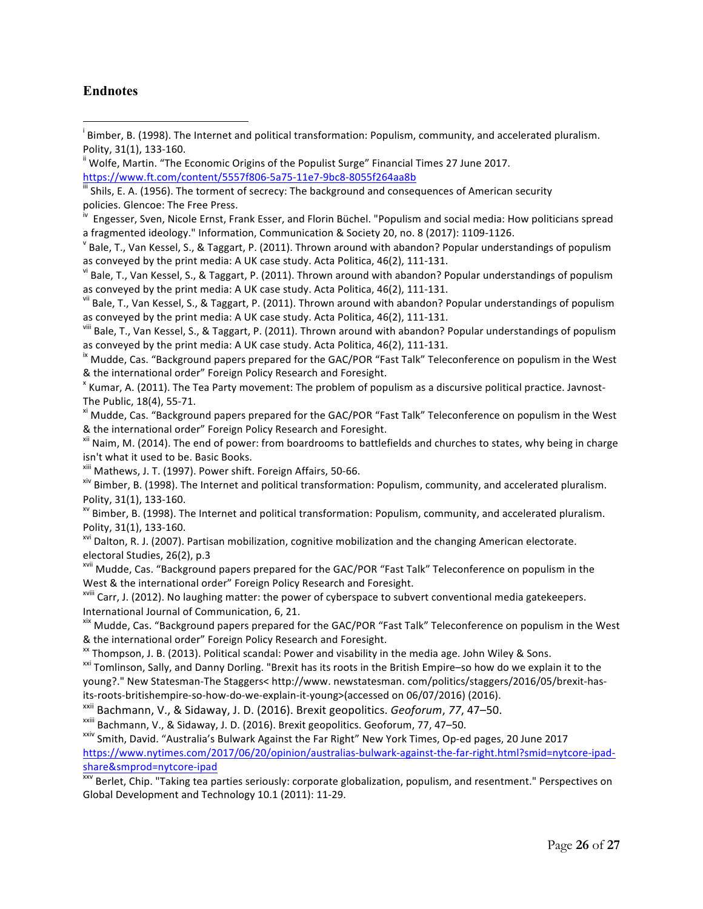## Endnotes

[i] Bimber, B. (1998). The Internet and political transformation: Populism, community, and accelerated pluralism. Polity, 31(1), 133-160.

[ii] Wolfe, Martin. "The Economic Origins of the Populist Surge" Financial Times 27 June 2017. https://www.ft.com/content/5557f806-5a75-11e7-9bc8-8055f264aa8b

[iii] Shils, E. A. (1956). The torment of secrecy: The background and consequences of American security policies. Glencoe: The Free Press.

[iv] Engesser, Sven, Nicole Ernst, Frank Esser, and Florin Büchel. "Populism and social media: How politicians spread a fragmented ideology." Information, Communication & Society 20, no. 8 (2017): 1109-1126.

[v] Bale, T., Van Kessel, S., & Taggart, P. (2011). Thrown around with abandon? Popular understandings of populism as conveyed by the print media: A UK case study. Acta Politica, 46(2), 111-131.

[vi] Bale, T., Van Kessel, S., & Taggart, P. (2011). Thrown around with abandon? Popular understandings of populism as conveyed by the print media: A UK case study. Acta Politica, 46(2), 111-131.

[vii] Bale, T., Van Kessel, S., & Taggart, P. (2011). Thrown around with abandon? Popular understandings of populism as conveyed by the print media: A UK case study. Acta Politica, 46(2), 111-131.

[viii] Bale, T., Van Kessel, S., & Taggart, P. (2011). Thrown around with abandon? Popular understandings of populism as conveyed by the print media: A UK case study. Acta Politica, 46(2), 111-131.

[ix] Mudde, Cas. "Background papers prepared for the GAC/POR "Fast Talk" Teleconference on populism in the West & the international order" Foreign Policy Research and Foresight.

[x] Kumar, A. (2011). The Tea Party movement: The problem of populism as a discursive political practice. Javnost-The Public, 18(4), 55-71.

[xi] Mudde, Cas. "Background papers prepared for the GAC/POR "Fast Talk" Teleconference on populism in the West & the international order" Foreign Policy Research and Foresight.

[xii] Naim, M. (2014). The end of power: from boardrooms to battlefields and churches to states, why being in charge isn't what it used to be. Basic Books.

[xiii] Mathews, J. T. (1997). Power shift. Foreign Affairs, 50-66.

[xiv] Bimber, B. (1998). The Internet and political transformation: Populism, community, and accelerated pluralism. Polity, 31(1), 133-160.

[xv] Bimber, B. (1998). The Internet and political transformation: Populism, community, and accelerated pluralism. Polity, 31(1), 133-160.

[xvi] Dalton, R. J. (2007). Partisan mobilization, cognitive mobilization and the changing American electorate. electoral Studies, 26(2), p.3

[xvii] Mudde, Cas. "Background papers prepared for the GAC/POR "Fast Talk" Teleconference on populism in the West & the international order" Foreign Policy Research and Foresight.

[xviii] Carr, J. (2012). No laughing matter: the power of cyberspace to subvert conventional media gatekeepers. International Journal of Communication, 6, 21.

[xix] Mudde, Cas. "Background papers prepared for the GAC/POR "Fast Talk" Teleconference on populism in the West & the international order" Foreign Policy Research and Foresight.

[xx] Thompson, J. B. (2013). Political scandal: Power and visability in the media age. John Wiley & Sons.

[xxi] Tomlinson, Sally, and Danny Dorling. "Brexit has its roots in the British Empire–so how do we explain it to the young?." New Statesman-The Staggers< http://www. newstatesman. com/politics/staggers/2016/05/brexit-has-its-roots-britishempire-so-how-do-we-explain-it-young>(accessed on 06/07/2016) (2016).

[xxii] Bachmann, V., & Sidaway, J. D. (2016). Brexit geopolitics. *Geoforum*, *77*, 47–50.

[xxiii] Bachmann, V., & Sidaway, J. D. (2016). Brexit geopolitics. Geoforum, 77, 47–50.

[xxiv] Smith, David. "Australia's Bulwark Against the Far Right" New York Times, Op-ed pages, 20 June 2017 https://www.nytimes.com/2017/06/20/opinion/australias-bulwark-against-the-far-right.html?smid=nytcore-ipad-share&smprod=nytcore-ipad

[xxv] Berlet, Chip. "Taking tea parties seriously: corporate globalization, populism, and resentment." Perspectives on Global Development and Technology 10.1 (2011): 11-29.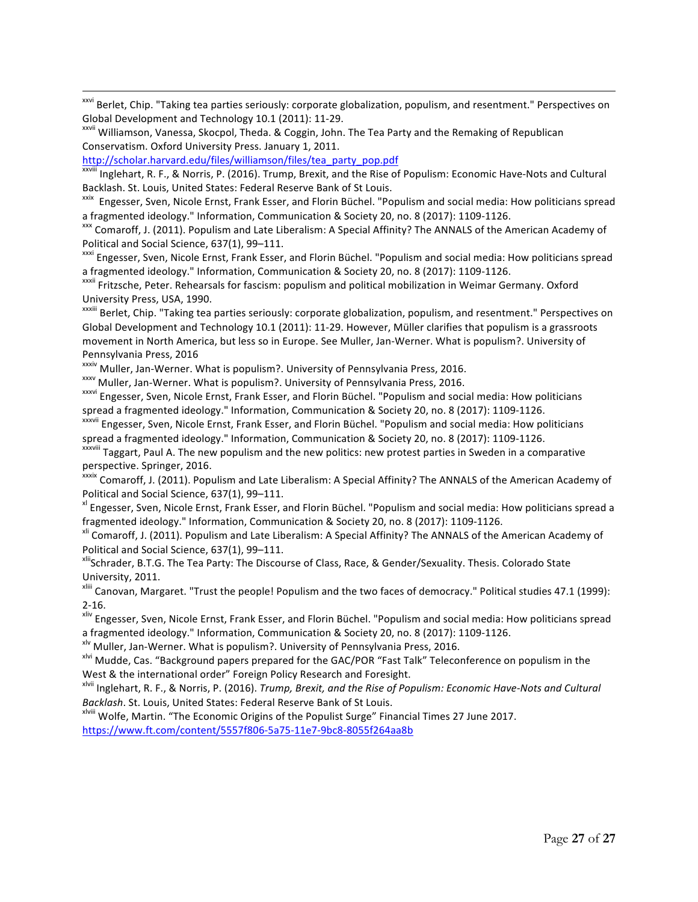[xxvi] Berlet, Chip. "Taking tea parties seriously: corporate globalization, populism, and resentment." Perspectives on Global Development and Technology 10.1 (2011): 11-29.

[xxvii] Williamson, Vanessa, Skocpol, Theda. & Coggin, John. The Tea Party and the Remaking of Republican Conservatism. Oxford University Press. January 1, 2011. http://scholar.harvard.edu/files/williamson/files/tea_party_pop.pdf

[xxviii] Inglehart, R. F., & Norris, P. (2016). Trump, Brexit, and the Rise of Populism: Economic Have-Nots and Cultural Backlash. St. Louis, United States: Federal Reserve Bank of St Louis.

[xxix] Engesser, Sven, Nicole Ernst, Frank Esser, and Florin Büchel. "Populism and social media: How politicians spread a fragmented ideology." Information, Communication & Society 20, no. 8 (2017): 1109-1126.

[xxx] Comaroff, J. (2011). Populism and Late Liberalism: A Special Affinity? The ANNALS of the American Academy of Political and Social Science, 637(1), 99–111.

[xxxi] Engesser, Sven, Nicole Ernst, Frank Esser, and Florin Büchel. "Populism and social media: How politicians spread a fragmented ideology." Information, Communication & Society 20, no. 8 (2017): 1109-1126.

[xxxii] Fritzsche, Peter. Rehearsals for fascism: populism and political mobilization in Weimar Germany. Oxford University Press, USA, 1990.

[xxxiii] Berlet, Chip. "Taking tea parties seriously: corporate globalization, populism, and resentment." Perspectives on Global Development and Technology 10.1 (2011): 11-29. However, Müller clarifies that populism is a grassroots movement in North America, but less so in Europe. See Muller, Jan-Werner. What is populism?. University of Pennsylvania Press, 2016

[xxxiv] Muller, Jan-Werner. What is populism?. University of Pennsylvania Press, 2016.

[xxxv] Muller, Jan-Werner. What is populism?. University of Pennsylvania Press, 2016.

[xxxvi] Engesser, Sven, Nicole Ernst, Frank Esser, and Florin Büchel. "Populism and social media: How politicians spread a fragmented ideology." Information, Communication & Society 20, no. 8 (2017): 1109-1126.

[xxxvii] Engesser, Sven, Nicole Ernst, Frank Esser, and Florin Büchel. "Populism and social media: How politicians spread a fragmented ideology." Information, Communication & Society 20, no. 8 (2017): 1109-1126.

[xxxviii] Taggart, Paul A. The new populism and the new politics: new protest parties in Sweden in a comparative perspective. Springer, 2016.

[xxxix] Comaroff, J. (2011). Populism and Late Liberalism: A Special Affinity? The ANNALS of the American Academy of Political and Social Science, 637(1), 99–111.

[xl] Engesser, Sven, Nicole Ernst, Frank Esser, and Florin Büchel. "Populism and social media: How politicians spread a fragmented ideology." Information, Communication & Society 20, no. 8 (2017): 1109-1126.

[xli] Comaroff, J. (2011). Populism and Late Liberalism: A Special Affinity? The ANNALS of the American Academy of Political and Social Science, 637(1), 99–111.

[xlii] Schrader, B.T.G. The Tea Party: The Discourse of Class, Race, & Gender/Sexuality. Thesis. Colorado State University, 2011.

[xliii] Canovan, Margaret. "Trust the people! Populism and the two faces of democracy." Political studies 47.1 (1999): 2-16.

[xliv] Engesser, Sven, Nicole Ernst, Frank Esser, and Florin Büchel. "Populism and social media: How politicians spread a fragmented ideology." Information, Communication & Society 20, no. 8 (2017): 1109-1126.

[xlv] Muller, Jan-Werner. What is populism?. University of Pennsylvania Press, 2016.

[xlvi] Mudde, Cas. "Background papers prepared for the GAC/POR "Fast Talk" Teleconference on populism in the West & the international order" Foreign Policy Research and Foresight.

[xlvii] Inglehart, R. F., & Norris, P. (2016). *Trump, Brexit, and the Rise of Populism: Economic Have-Nots and Cultural Backlash*. St. Louis, United States: Federal Reserve Bank of St Louis.

[xlviii] Wolfe, Martin. "The Economic Origins of the Populist Surge" Financial Times 27 June 2017. https://www.ft.com/content/5557f806-5a75-11e7-9bc8-8055f264aa8b